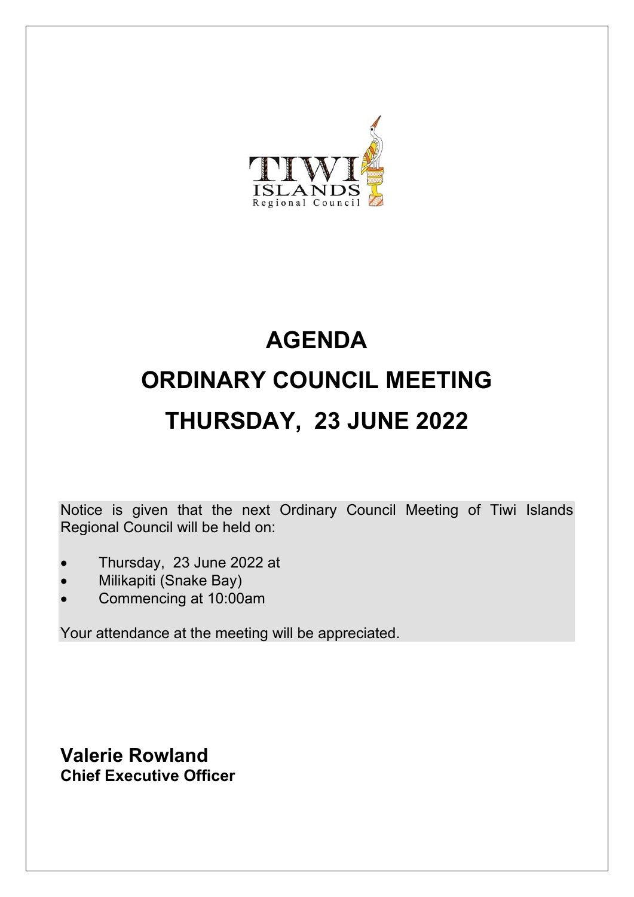TIWI ISLANDS Regional Council

# AGENDA

# ORDINARY COUNCIL MEETING

# THURSDAY, 23 JUNE 2022

Notice is given that the next Ordinary Council Meeting of Tiwi Islands Regional Council will be held on:

- Thursday, 23 June 2022 at
- Milikapiti (Snake Bay)
- Commencing at 10:00am

Your attendance at the meeting will be appreciated.

**Valerie Rowland**
**Chief Executive Officer**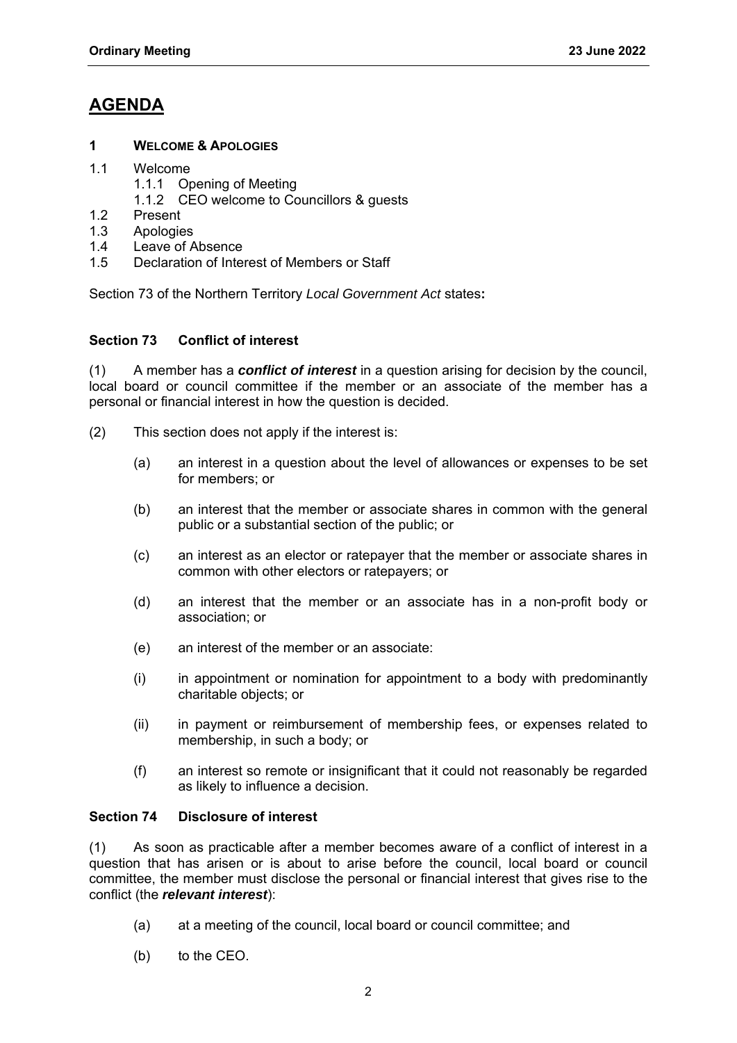# AGENDA

**1 WELCOME & APOLOGIES**

1.1 Welcome
 1.1.1 Opening of Meeting
 1.1.2 CEO welcome to Councillors & guests
1.2 Present
1.3 Apologies
1.4 Leave of Absence
1.5 Declaration of Interest of Members or Staff

Section 73 of the Northern Territory *Local Government Act* states**:**

**Section 73 Conflict of interest**

(1) A member has a ***conflict of interest*** in a question arising for decision by the council, local board or council committee if the member or an associate of the member has a personal or financial interest in how the question is decided.

(2) This section does not apply if the interest is:

(a) an interest in a question about the level of allowances or expenses to be set for members; or

(b) an interest that the member or associate shares in common with the general public or a substantial section of the public; or

(c) an interest as an elector or ratepayer that the member or associate shares in common with other electors or ratepayers; or

(d) an interest that the member or an associate has in a non-profit body or association; or

(e) an interest of the member or an associate:

(i) in appointment or nomination for appointment to a body with predominantly charitable objects; or

(ii) in payment or reimbursement of membership fees, or expenses related to membership, in such a body; or

(f) an interest so remote or insignificant that it could not reasonably be regarded as likely to influence a decision.

**Section 74 Disclosure of interest**

(1) As soon as practicable after a member becomes aware of a conflict of interest in a question that has arisen or is about to arise before the council, local board or council committee, the member must disclose the personal or financial interest that gives rise to the conflict (the ***relevant interest***):

(a) at a meeting of the council, local board or council committee; and

(b) to the CEO.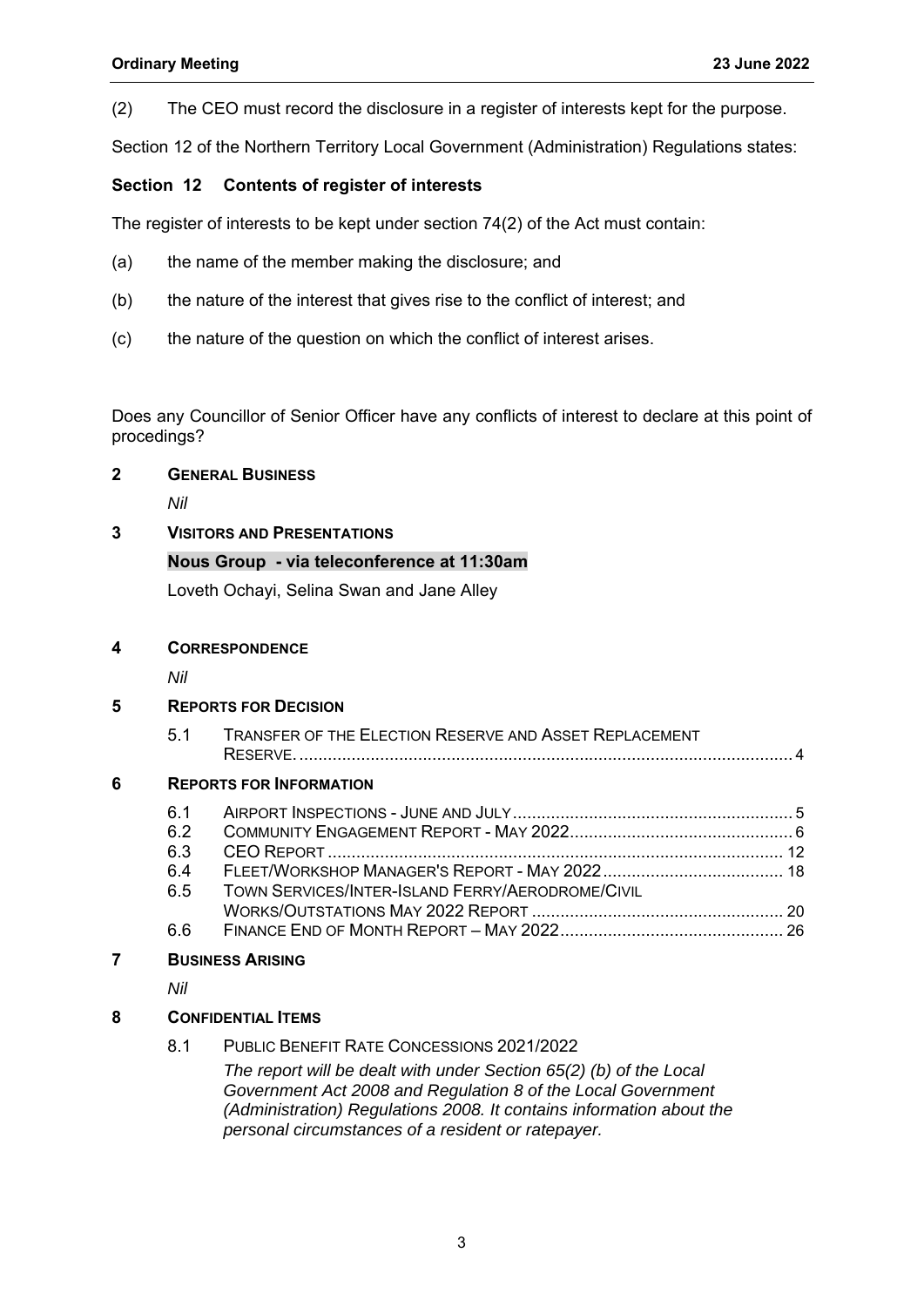(2) The CEO must record the disclosure in a register of interests kept for the purpose.

Section 12 of the Northern Territory Local Government (Administration) Regulations states:

**Section 12 Contents of register of interests**

The register of interests to be kept under section 74(2) of the Act must contain:

(a) the name of the member making the disclosure; and

(b) the nature of the interest that gives rise to the conflict of interest; and

(c) the nature of the question on which the conflict of interest arises.

Does any Councillor of Senior Officer have any conflicts of interest to declare at this point of procedings?

## 2 GENERAL BUSINESS

*Nil*

## 3 VISITORS AND PRESENTATIONS

**Nous Group - via teleconference at 11:30am**

Loveth Ochayi, Selina Swan and Jane Alley

## 4 CORRESPONDENCE

*Nil*

## 5 REPORTS FOR DECISION

5.1 TRANSFER OF THE ELECTION RESERVE AND ASSET REPLACEMENT RESERVE. .......... 4

## 6 REPORTS FOR INFORMATION

6.1 AIRPORT INSPECTIONS - JUNE AND JULY .......... 5
6.2 COMMUNITY ENGAGEMENT REPORT - MAY 2022 .......... 6
6.3 CEO REPORT .......... 12
6.4 FLEET/WORKSHOP MANAGER'S REPORT - MAY 2022 .......... 18
6.5 TOWN SERVICES/INTER-ISLAND FERRY/AERODROME/CIVIL WORKS/OUTSTATIONS MAY 2022 REPORT .......... 20
6.6 FINANCE END OF MONTH REPORT – MAY 2022 .......... 26

## 7 BUSINESS ARISING

*Nil*

## 8 CONFIDENTIAL ITEMS

8.1 PUBLIC BENEFIT RATE CONCESSIONS 2021/2022

*The report will be dealt with under Section 65(2) (b) of the Local Government Act 2008 and Regulation 8 of the Local Government (Administration) Regulations 2008. It contains information about the personal circumstances of a resident or ratepayer.*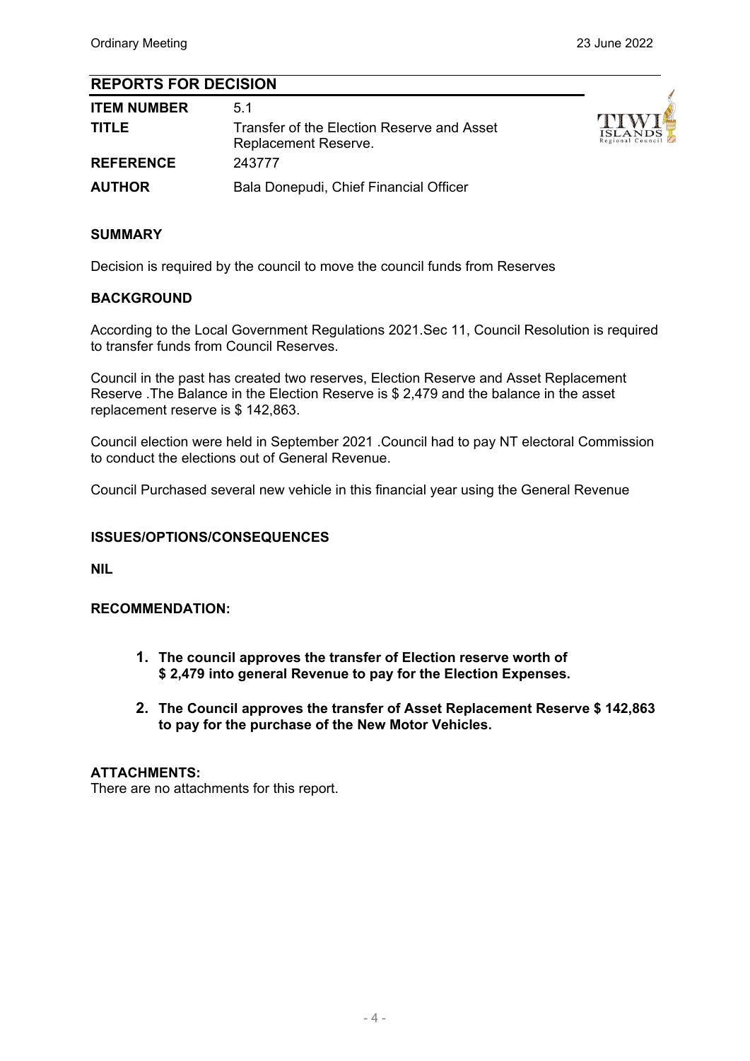## REPORTS FOR DECISION

| | |
|---|---|
| **ITEM NUMBER** | 5.1 |
| **TITLE** | Transfer of the Election Reserve and Asset Replacement Reserve. |
| **REFERENCE** | 243777 |
| **AUTHOR** | Bala Donepudi, Chief Financial Officer |

### SUMMARY

Decision is required by the council to move the council funds from Reserves

### BACKGROUND

According to the Local Government Regulations 2021.Sec 11, Council Resolution is required to transfer funds from Council Reserves.

Council in the past has created two reserves, Election Reserve and Asset Replacement Reserve .The Balance in the Election Reserve is $ 2,479 and the balance in the asset replacement reserve is $ 142,863.

Council election were held in September 2021 .Council had to pay NT electoral Commission to conduct the elections out of General Revenue.

Council Purchased several new vehicle in this financial year using the General Revenue

### ISSUES/OPTIONS/CONSEQUENCES

**NIL**

### RECOMMENDATION:

1. **The council approves the transfer of Election reserve worth of $ 2,479 into general Revenue to pay for the Election Expenses.**
2. **The Council approves the transfer of Asset Replacement Reserve $ 142,863 to pay for the purchase of the New Motor Vehicles.**

### ATTACHMENTS:

There are no attachments for this report.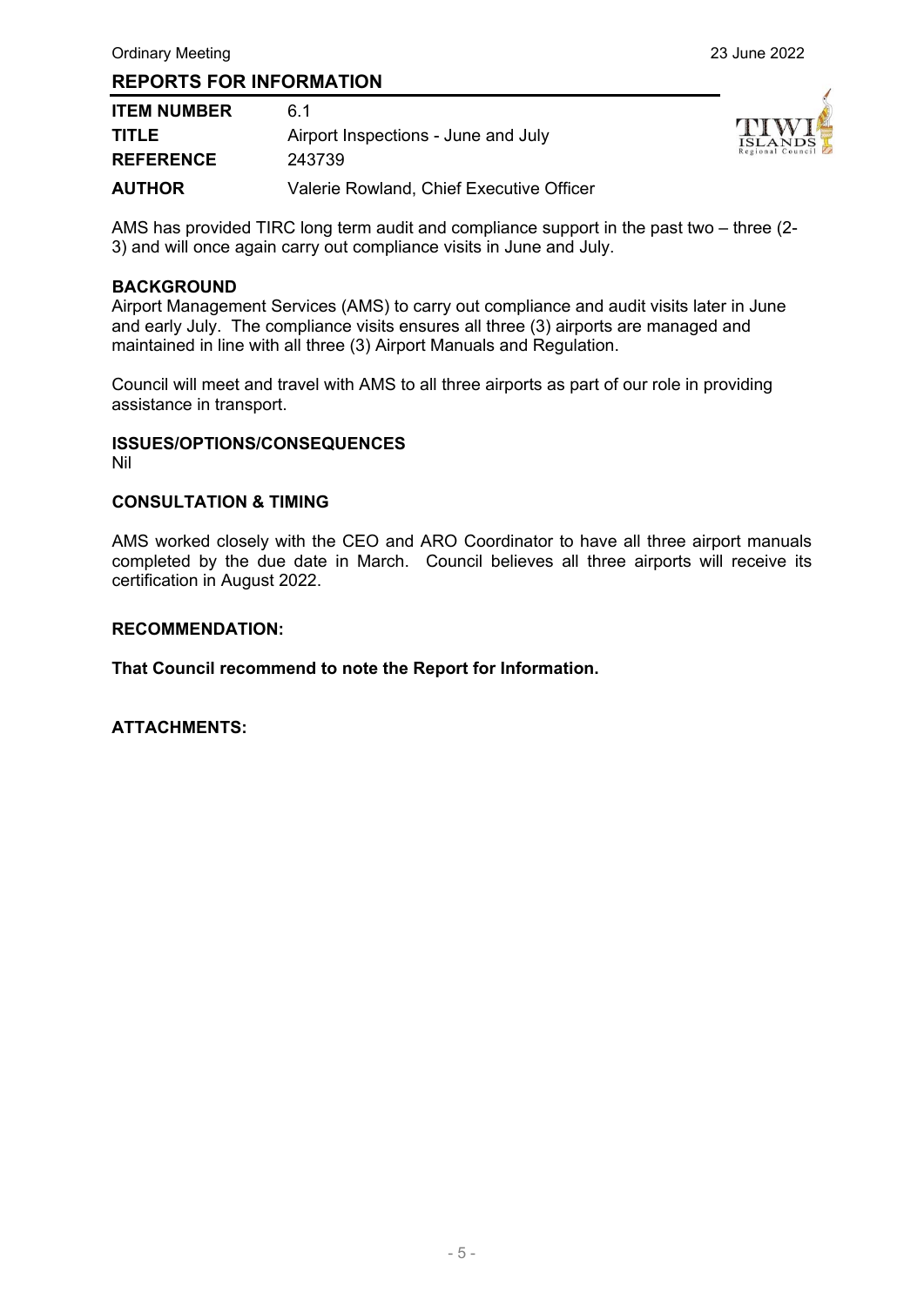## REPORTS FOR INFORMATION

| | |
|---|---|
| **ITEM NUMBER** | 6.1 |
| **TITLE** | Airport Inspections - June and July |
| **REFERENCE** | 243739 |
| **AUTHOR** | Valerie Rowland, Chief Executive Officer |

AMS has provided TIRC long term audit and compliance support in the past two – three (2-3) and will once again carry out compliance visits in June and July.

**BACKGROUND**

Airport Management Services (AMS) to carry out compliance and audit visits later in June and early July. The compliance visits ensures all three (3) airports are managed and maintained in line with all three (3) Airport Manuals and Regulation.

Council will meet and travel with AMS to all three airports as part of our role in providing assistance in transport.

**ISSUES/OPTIONS/CONSEQUENCES**

Nil

**CONSULTATION & TIMING**

AMS worked closely with the CEO and ARO Coordinator to have all three airport manuals completed by the due date in March. Council believes all three airports will receive its certification in August 2022.

**RECOMMENDATION:**

**That Council recommend to note the Report for Information.**

**ATTACHMENTS:**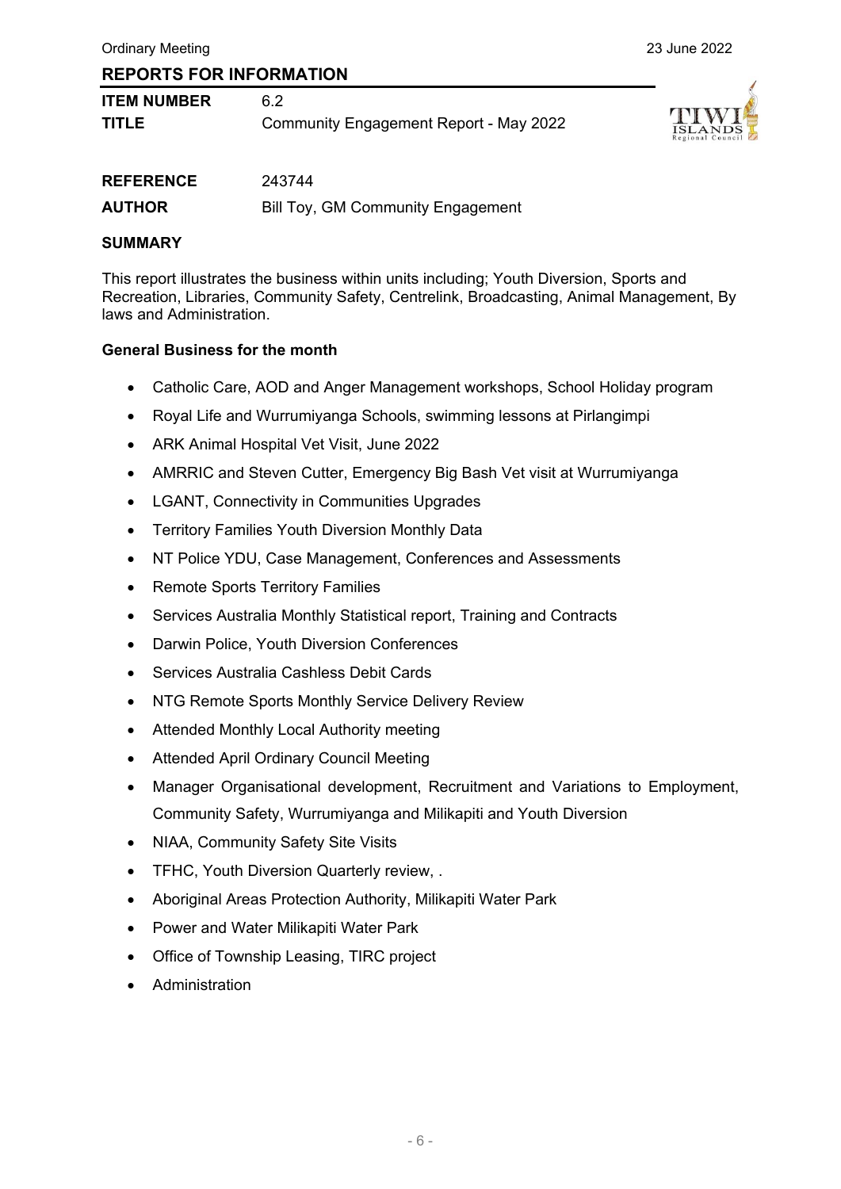## REPORTS FOR INFORMATION

| | |
|---|---|
| **ITEM NUMBER** | 6.2 |
| **TITLE** | Community Engagement Report - May 2022 |
| **REFERENCE** | 243744 |
| **AUTHOR** | Bill Toy, GM Community Engagement |

### SUMMARY

This report illustrates the business within units including; Youth Diversion, Sports and Recreation, Libraries, Community Safety, Centrelink, Broadcasting, Animal Management, By laws and Administration.

**General Business for the month**

- Catholic Care, AOD and Anger Management workshops, School Holiday program
- Royal Life and Wurrumiyanga Schools, swimming lessons at Pirlangimpi
- ARK Animal Hospital Vet Visit, June 2022
- AMRRIC and Steven Cutter, Emergency Big Bash Vet visit at Wurrumiyanga
- LGANT, Connectivity in Communities Upgrades
- Territory Families Youth Diversion Monthly Data
- NT Police YDU, Case Management, Conferences and Assessments
- Remote Sports Territory Families
- Services Australia Monthly Statistical report, Training and Contracts
- Darwin Police, Youth Diversion Conferences
- Services Australia Cashless Debit Cards
- NTG Remote Sports Monthly Service Delivery Review
- Attended Monthly Local Authority meeting
- Attended April Ordinary Council Meeting
- Manager Organisational development, Recruitment and Variations to Employment, Community Safety, Wurrumiyanga and Milikapiti and Youth Diversion
- NIAA, Community Safety Site Visits
- TFHC, Youth Diversion Quarterly review, .
- Aboriginal Areas Protection Authority, Milikapiti Water Park
- Power and Water Milikapiti Water Park
- Office of Township Leasing, TIRC project
- Administration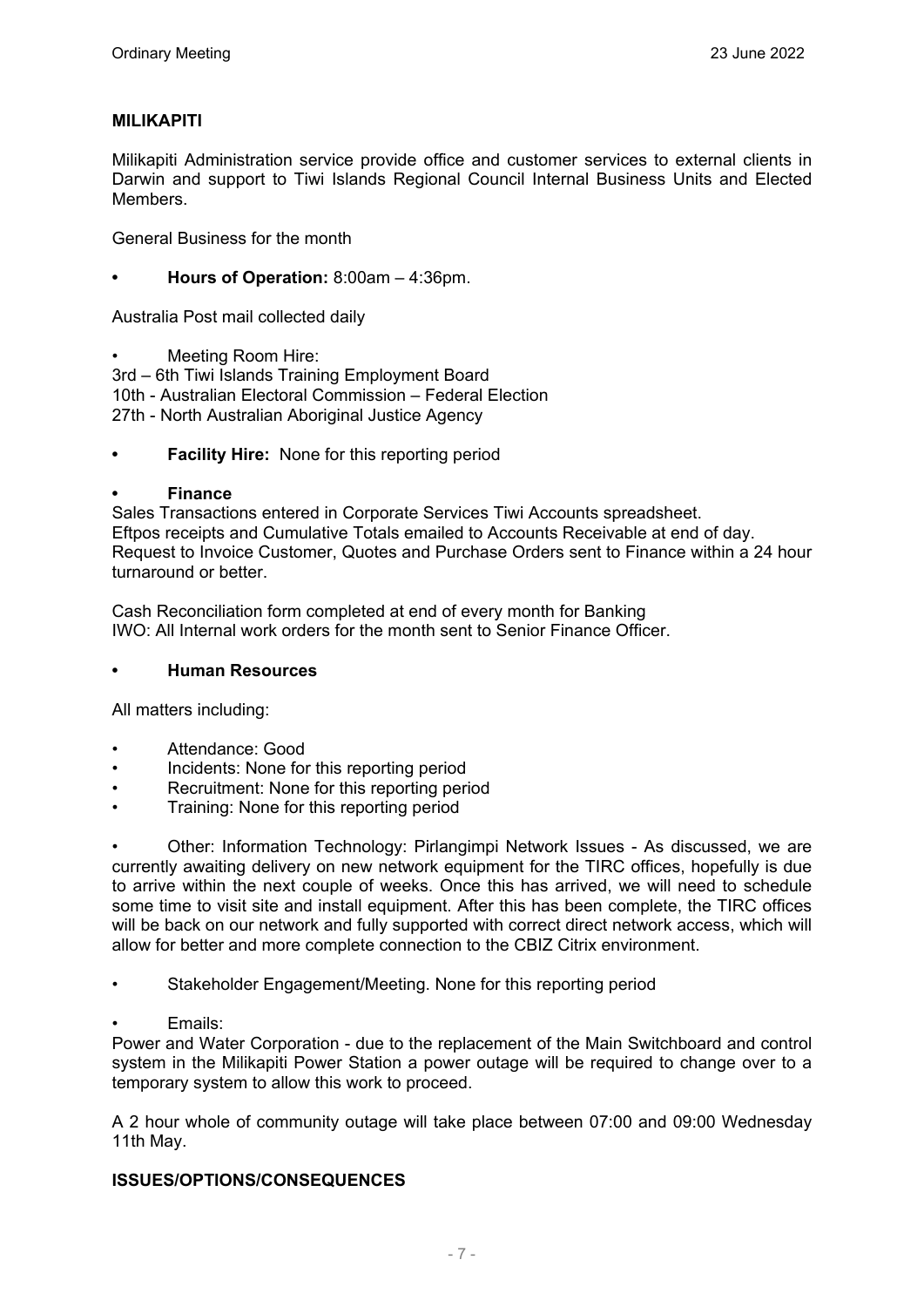## MILIKAPITI

Milikapiti Administration service provide office and customer services to external clients in Darwin and support to Tiwi Islands Regional Council Internal Business Units and Elected Members.

General Business for the month

- **Hours of Operation:** 8:00am – 4:36pm.

Australia Post mail collected daily

- Meeting Room Hire:

3rd – 6th Tiwi Islands Training Employment Board
10th - Australian Electoral Commission – Federal Election
27th - North Australian Aboriginal Justice Agency

- **Facility Hire:** None for this reporting period

- **Finance**

Sales Transactions entered in Corporate Services Tiwi Accounts spreadsheet.
Eftpos receipts and Cumulative Totals emailed to Accounts Receivable at end of day.
Request to Invoice Customer, Quotes and Purchase Orders sent to Finance within a 24 hour turnaround or better.

Cash Reconciliation form completed at end of every month for Banking
IWO: All Internal work orders for the month sent to Senior Finance Officer.

- **Human Resources**

All matters including:

- Attendance: Good
- Incidents: None for this reporting period
- Recruitment: None for this reporting period
- Training: None for this reporting period

- Other: Information Technology: Pirlangimpi Network Issues - As discussed, we are currently awaiting delivery on new network equipment for the TIRC offices, hopefully is due to arrive within the next couple of weeks. Once this has arrived, we will need to schedule some time to visit site and install equipment. After this has been complete, the TIRC offices will be back on our network and fully supported with correct direct network access, which will allow for better and more complete connection to the CBIZ Citrix environment.

- Stakeholder Engagement/Meeting. None for this reporting period

- Emails:

Power and Water Corporation - due to the replacement of the Main Switchboard and control system in the Milikapiti Power Station a power outage will be required to change over to a temporary system to allow this work to proceed.

A 2 hour whole of community outage will take place between 07:00 and 09:00 Wednesday 11th May.

## ISSUES/OPTIONS/CONSEQUENCES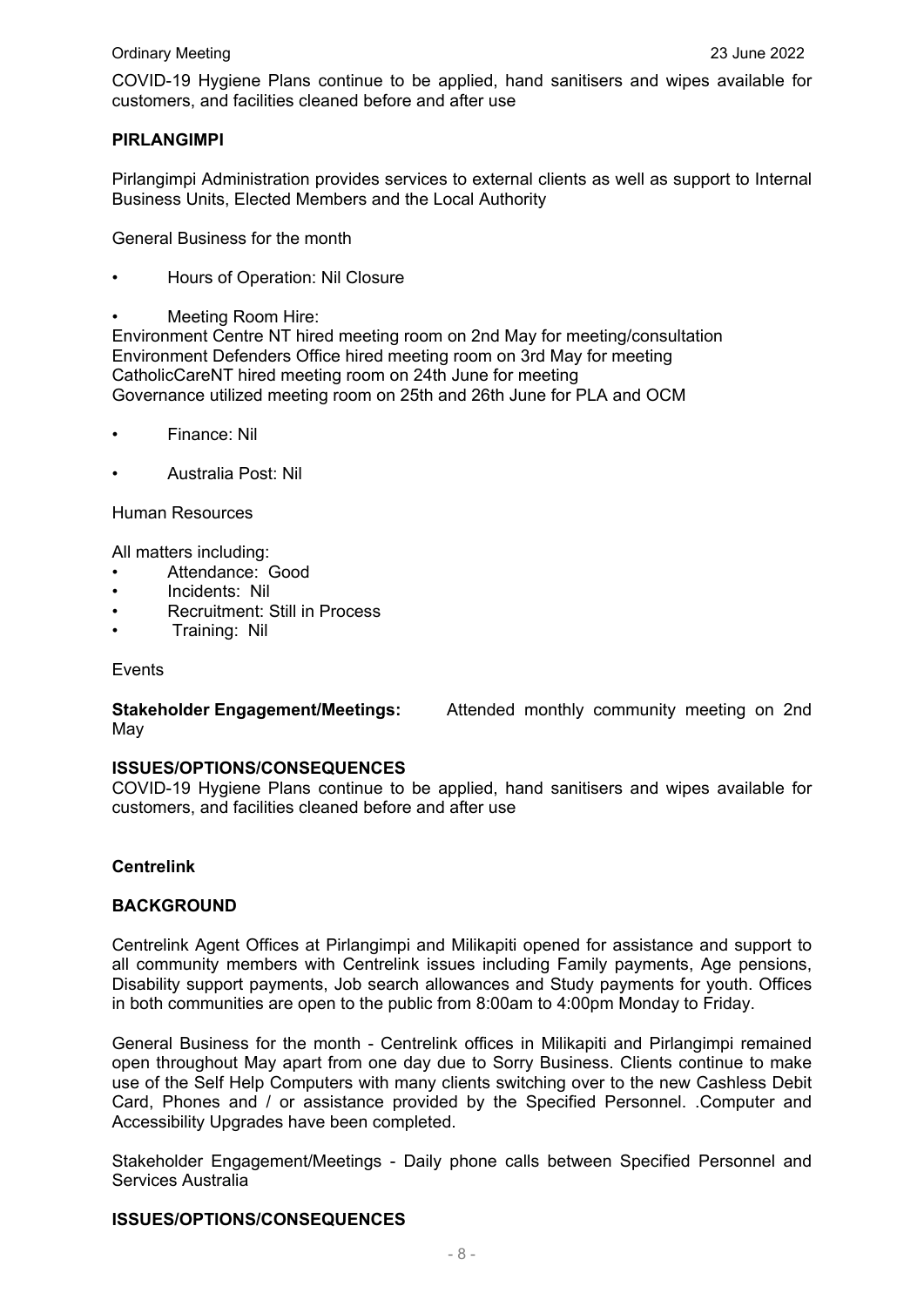COVID-19 Hygiene Plans continue to be applied, hand sanitisers and wipes available for customers, and facilities cleaned before and after use

**PIRLANGIMPI**

Pirlangimpi Administration provides services to external clients as well as support to Internal Business Units, Elected Members and the Local Authority

General Business for the month

- Hours of Operation: Nil Closure

- Meeting Room Hire:

Environment Centre NT hired meeting room on 2nd May for meeting/consultation
Environment Defenders Office hired meeting room on 3rd May for meeting
CatholicCareNT hired meeting room on 24th June for meeting
Governance utilized meeting room on 25th and 26th June for PLA and OCM

- Finance: Nil

- Australia Post: Nil

Human Resources

All matters including:

- Attendance: Good
- Incidents: Nil
- Recruitment: Still in Process
- Training: Nil

Events

**Stakeholder Engagement/Meetings:** Attended monthly community meeting on 2nd May

**ISSUES/OPTIONS/CONSEQUENCES**

COVID-19 Hygiene Plans continue to be applied, hand sanitisers and wipes available for customers, and facilities cleaned before and after use

**Centrelink**

**BACKGROUND**

Centrelink Agent Offices at Pirlangimpi and Milikapiti opened for assistance and support to all community members with Centrelink issues including Family payments, Age pensions, Disability support payments, Job search allowances and Study payments for youth. Offices in both communities are open to the public from 8:00am to 4:00pm Monday to Friday.

General Business for the month - Centrelink offices in Milikapiti and Pirlangimpi remained open throughout May apart from one day due to Sorry Business. Clients continue to make use of the Self Help Computers with many clients switching over to the new Cashless Debit Card, Phones and / or assistance provided by the Specified Personnel. .Computer and Accessibility Upgrades have been completed.

Stakeholder Engagement/Meetings - Daily phone calls between Specified Personnel and Services Australia

**ISSUES/OPTIONS/CONSEQUENCES**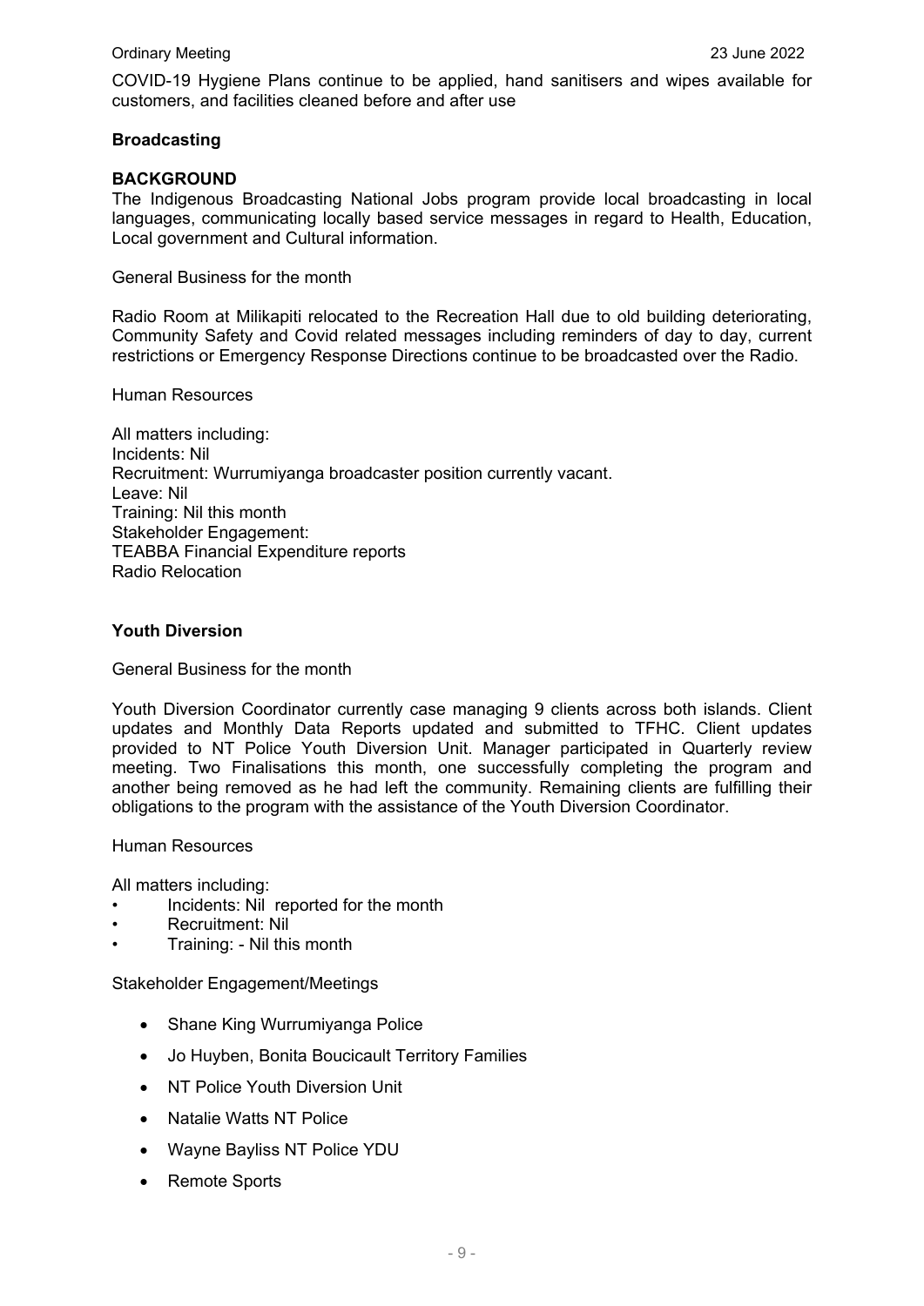COVID-19 Hygiene Plans continue to be applied, hand sanitisers and wipes available for customers, and facilities cleaned before and after use

**Broadcasting**

**BACKGROUND**

The Indigenous Broadcasting National Jobs program provide local broadcasting in local languages, communicating locally based service messages in regard to Health, Education, Local government and Cultural information.

General Business for the month

Radio Room at Milikapiti relocated to the Recreation Hall due to old building deteriorating, Community Safety and Covid related messages including reminders of day to day, current restrictions or Emergency Response Directions continue to be broadcasted over the Radio.

Human Resources

All matters including:
Incidents: Nil
Recruitment: Wurrumiyanga broadcaster position currently vacant.
Leave: Nil
Training: Nil this month
Stakeholder Engagement:
TEABBA Financial Expenditure reports
Radio Relocation

**Youth Diversion**

General Business for the month

Youth Diversion Coordinator currently case managing 9 clients across both islands. Client updates and Monthly Data Reports updated and submitted to TFHC. Client updates provided to NT Police Youth Diversion Unit. Manager participated in Quarterly review meeting. Two Finalisations this month, one successfully completing the program and another being removed as he had left the community. Remaining clients are fulfilling their obligations to the program with the assistance of the Youth Diversion Coordinator.

Human Resources

All matters including:

- Incidents: Nil reported for the month
- Recruitment: Nil
- Training: - Nil this month

Stakeholder Engagement/Meetings

- Shane King Wurrumiyanga Police
- Jo Huyben, Bonita Boucicault Territory Families
- NT Police Youth Diversion Unit
- Natalie Watts NT Police
- Wayne Bayliss NT Police YDU
- Remote Sports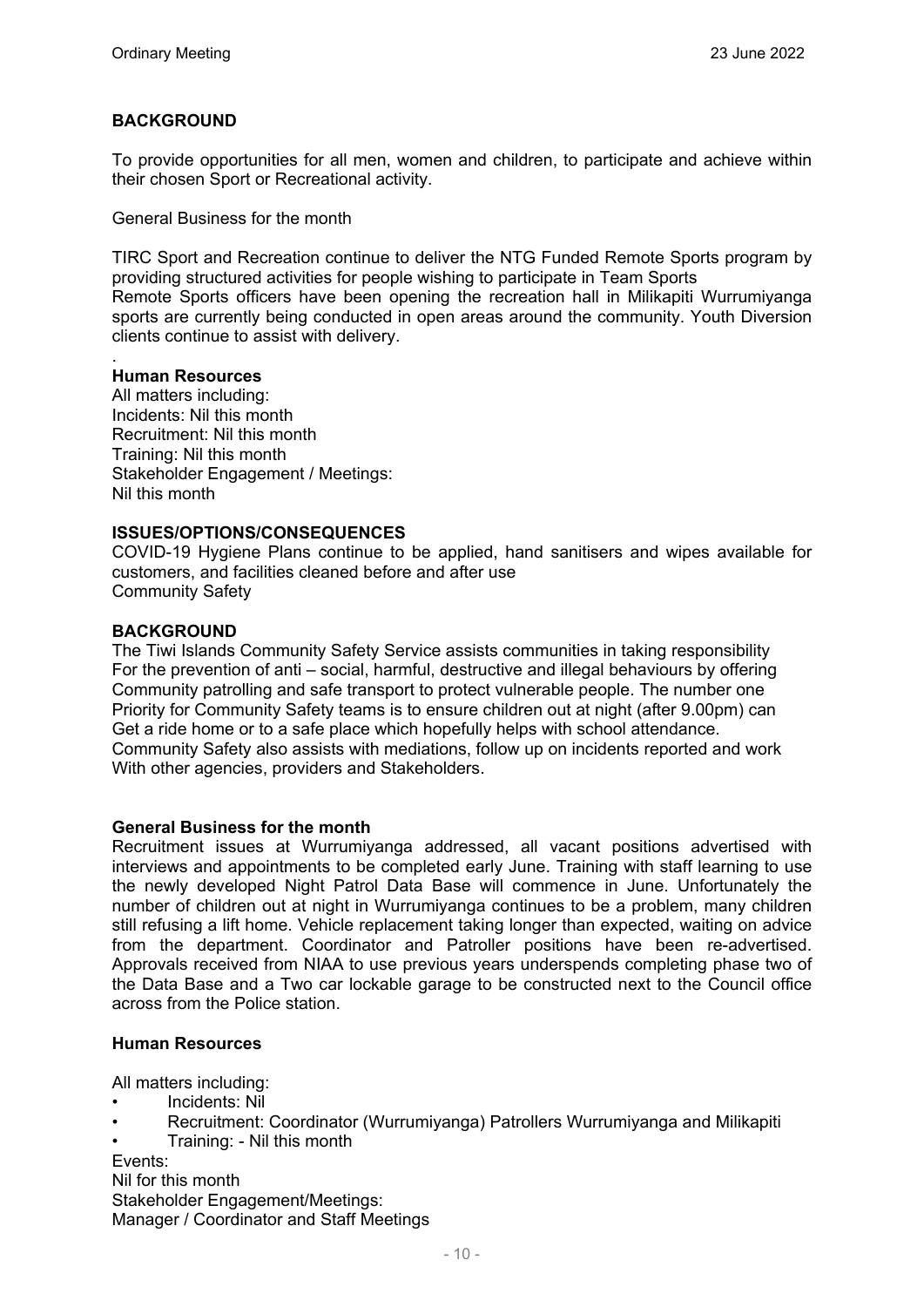**BACKGROUND**

To provide opportunities for all men, women and children, to participate and achieve within their chosen Sport or Recreational activity.

General Business for the month

TIRC Sport and Recreation continue to deliver the NTG Funded Remote Sports program by providing structured activities for people wishing to participate in Team Sports
Remote Sports officers have been opening the recreation hall in Milikapiti Wurrumiyanga sports are currently being conducted in open areas around the community. Youth Diversion clients continue to assist with delivery.

.

**Human Resources**

All matters including:
Incidents: Nil this month
Recruitment: Nil this month
Training: Nil this month
Stakeholder Engagement / Meetings:
Nil this month

**ISSUES/OPTIONS/CONSEQUENCES**

COVID-19 Hygiene Plans continue to be applied, hand sanitisers and wipes available for customers, and facilities cleaned before and after use
Community Safety

**BACKGROUND**

The Tiwi Islands Community Safety Service assists communities in taking responsibility For the prevention of anti – social, harmful, destructive and illegal behaviours by offering Community patrolling and safe transport to protect vulnerable people. The number one Priority for Community Safety teams is to ensure children out at night (after 9.00pm) can Get a ride home or to a safe place which hopefully helps with school attendance. Community Safety also assists with mediations, follow up on incidents reported and work With other agencies, providers and Stakeholders.

**General Business for the month**

Recruitment issues at Wurrumiyanga addressed, all vacant positions advertised with interviews and appointments to be completed early June. Training with staff learning to use the newly developed Night Patrol Data Base will commence in June. Unfortunately the number of children out at night in Wurrumiyanga continues to be a problem, many children still refusing a lift home. Vehicle replacement taking longer than expected, waiting on advice from the department. Coordinator and Patroller positions have been re-advertised. Approvals received from NIAA to use previous years underspends completing phase two of the Data Base and a Two car lockable garage to be constructed next to the Council office across from the Police station.

**Human Resources**

All matters including:

- Incidents: Nil
- Recruitment: Coordinator (Wurrumiyanga) Patrollers Wurrumiyanga and Milikapiti
- Training: - Nil this month

Events:
Nil for this month
Stakeholder Engagement/Meetings:
Manager / Coordinator and Staff Meetings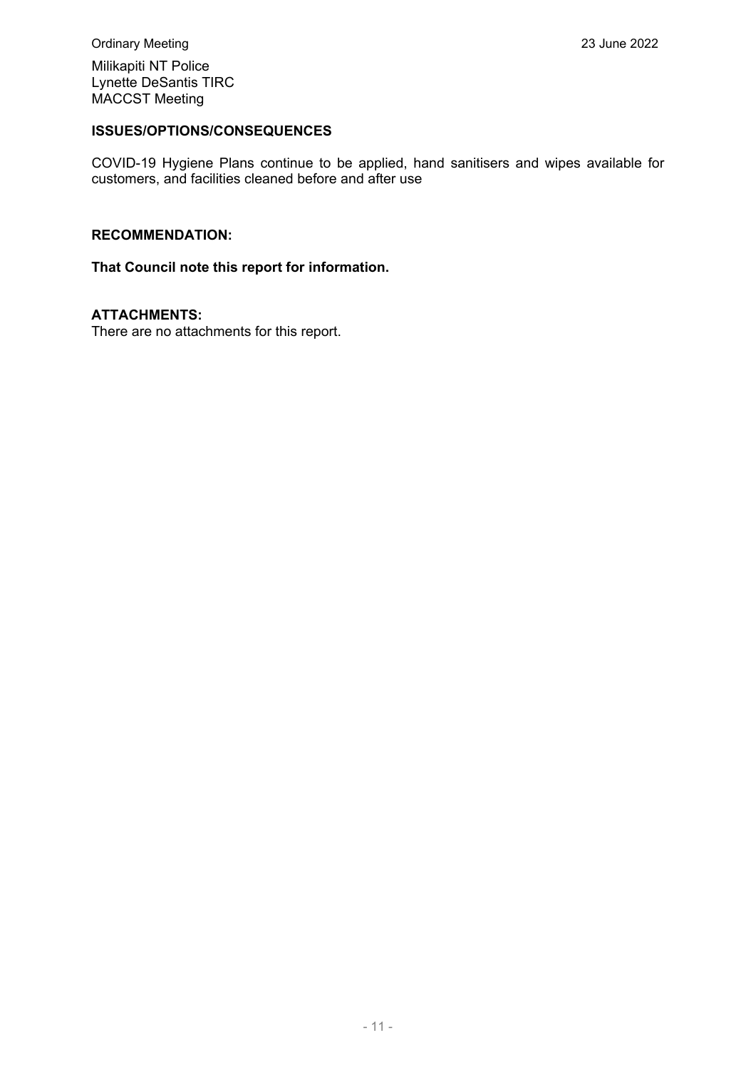Milikapiti NT Police
Lynette DeSantis TIRC
MACCST Meeting

**ISSUES/OPTIONS/CONSEQUENCES**

COVID-19 Hygiene Plans continue to be applied, hand sanitisers and wipes available for customers, and facilities cleaned before and after use

**RECOMMENDATION:**

**That Council note this report for information.**

**ATTACHMENTS:**

There are no attachments for this report.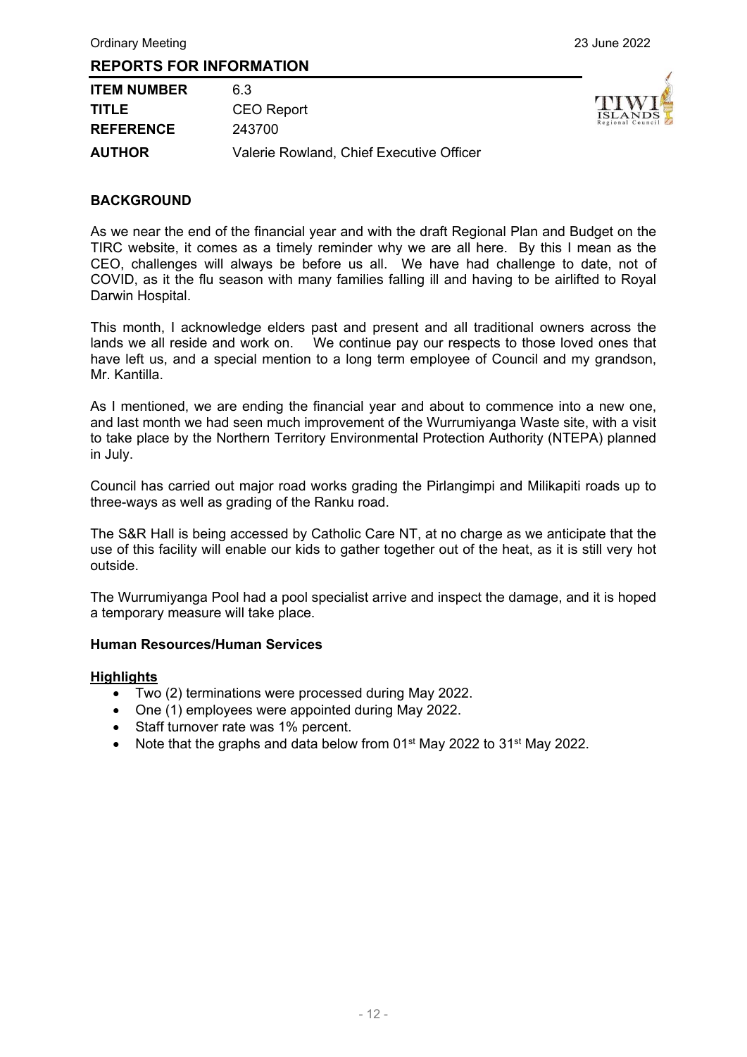## REPORTS FOR INFORMATION

| | |
|---|---|
| **ITEM NUMBER** | 6.3 |
| **TITLE** | CEO Report |
| **REFERENCE** | 243700 |
| **AUTHOR** | Valerie Rowland, Chief Executive Officer |

### BACKGROUND

As we near the end of the financial year and with the draft Regional Plan and Budget on the TIRC website, it comes as a timely reminder why we are all here. By this I mean as the CEO, challenges will always be before us all. We have had challenge to date, not of COVID, as it the flu season with many families falling ill and having to be airlifted to Royal Darwin Hospital.

This month, I acknowledge elders past and present and all traditional owners across the lands we all reside and work on. We continue pay our respects to those loved ones that have left us, and a special mention to a long term employee of Council and my grandson, Mr. Kantilla.

As I mentioned, we are ending the financial year and about to commence into a new one, and last month we had seen much improvement of the Wurrumiyanga Waste site, with a visit to take place by the Northern Territory Environmental Protection Authority (NTEPA) planned in July.

Council has carried out major road works grading the Pirlangimpi and Milikapiti roads up to three-ways as well as grading of the Ranku road.

The S&R Hall is being accessed by Catholic Care NT, at no charge as we anticipate that the use of this facility will enable our kids to gather together out of the heat, as it is still very hot outside.

The Wurrumiyanga Pool had a pool specialist arrive and inspect the damage, and it is hoped a temporary measure will take place.

**Human Resources/Human Services**

**Highlights**

- Two (2) terminations were processed during May 2022.
- One (1) employees were appointed during May 2022.
- Staff turnover rate was 1% percent.
- Note that the graphs and data below from 01st May 2022 to 31st May 2022.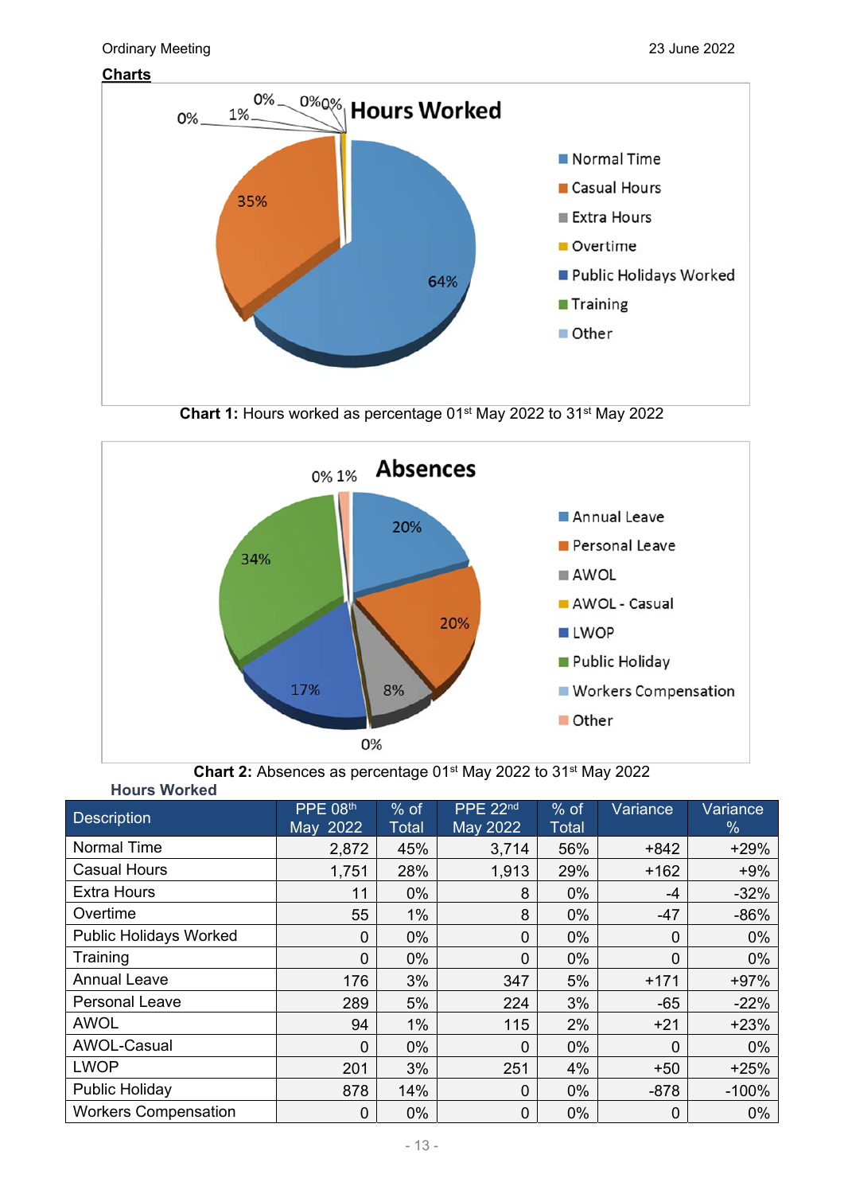## Charts

Chart 1: Hours worked as percentage 01st May 2022 to 31st May 2022

**Chart 1:** Hours worked as percentage 01st May 2022 to 31st May 2022

**Chart 2:** Absences as percentage 01st May 2022 to 31st May 2022

**Hours Worked**

| Description | PPE 08th May 2022 | % of Total | PPE 22nd May 2022 | % of Total | Variance | Variance % |
|---|---|---|---|---|---|---|
| Normal Time | 2,872 | 45% | 3,714 | 56% | +842 | +29% |
| Casual Hours | 1,751 | 28% | 1,913 | 29% | +162 | +9% |
| Extra Hours | 11 | 0% | 8 | 0% | -4 | -32% |
| Overtime | 55 | 1% | 8 | 0% | -47 | -86% |
| Public Holidays Worked | 0 | 0% | 0 | 0% | 0 | 0% |
| Training | 0 | 0% | 0 | 0% | 0 | 0% |
| Annual Leave | 176 | 3% | 347 | 5% | +171 | +97% |
| Personal Leave | 289 | 5% | 224 | 3% | -65 | -22% |
| AWOL | 94 | 1% | 115 | 2% | +21 | +23% |
| AWOL-Casual | 0 | 0% | 0 | 0% | 0 | 0% |
| LWOP | 201 | 3% | 251 | 4% | +50 | +25% |
| Public Holiday | 878 | 14% | 0 | 0% | -878 | -100% |
| Workers Compensation | 0 | 0% | 0 | 0% | 0 | 0% |

## Charts

**Chart 1:** Hours worked as percentage 01st May 2022 to 31st May 2022

**Chart 2:** Absences as percentage 01st May 2022 to 31st May 2022

**Hours Worked**

| Description | PPE 08th May 2022 | % of Total | PPE 22nd May 2022 | % of Total | Variance | Variance % |
|---|---|---|---|---|---|---|
| Normal Time | 2,872 | 45% | 3,714 | 56% | +842 | +29% |
| Casual Hours | 1,751 | 28% | 1,913 | 29% | +162 | +9% |
| Extra Hours | 11 | 0% | 8 | 0% | -4 | -32% |
| Overtime | 55 | 1% | 8 | 0% | -47 | -86% |
| Public Holidays Worked | 0 | 0% | 0 | 0% | 0 | 0% |
| Training | 0 | 0% | 0 | 0% | 0 | 0% |
| Annual Leave | 176 | 3% | 347 | 5% | +171 | +97% |
| Personal Leave | 289 | 5% | 224 | 3% | -65 | -22% |
| AWOL | 94 | 1% | 115 | 2% | +21 | +23% |
| AWOL-Casual | 0 | 0% | 0 | 0% | 0 | 0% |
| LWOP | 201 | 3% | 251 | 4% | +50 | +25% |
| Public Holiday | 878 | 14% | 0 | 0% | -878 | -100% |
| Workers Compensation | 0 | 0% | 0 | 0% | 0 | 0% |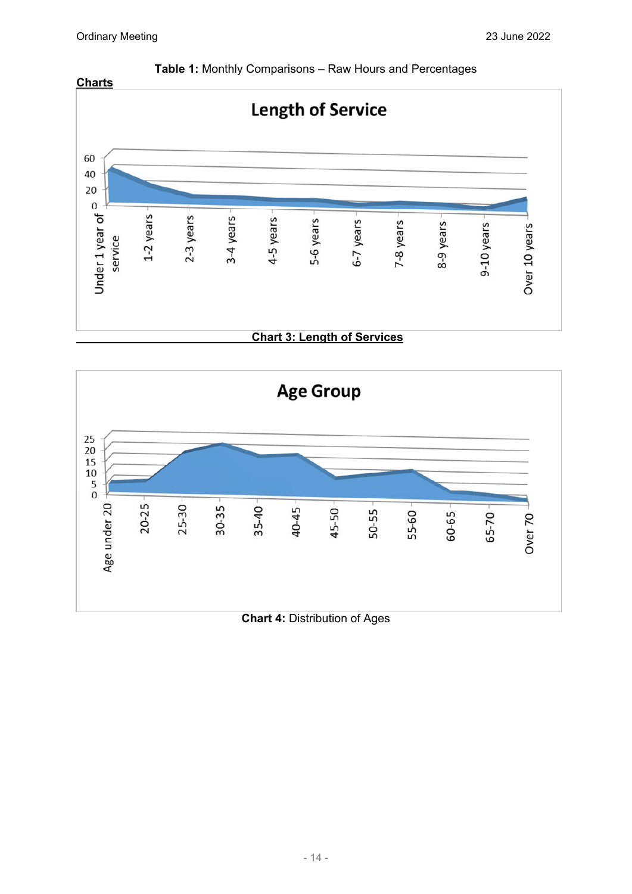**Table 1:** Monthly Comparisons – Raw Hours and Percentages

**Charts**

**Chart 3: Length of Services**

**Chart 4:** Distribution of Ages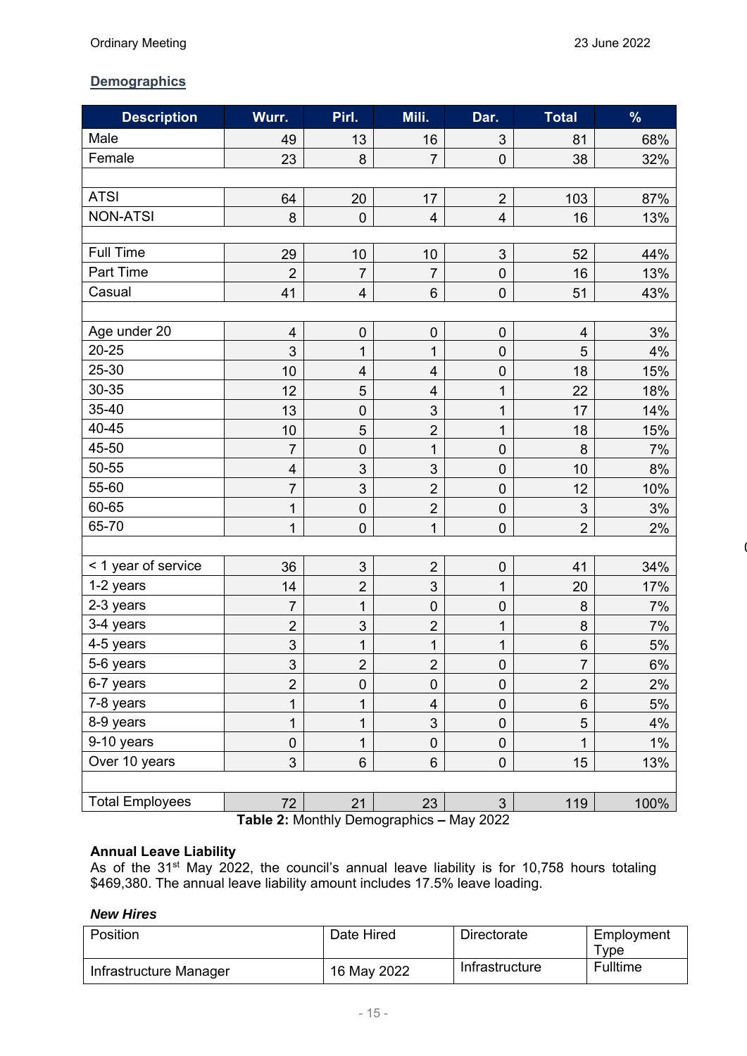## Demographics

| Description | Wurr. | Pirl. | Mili. | Dar. | Total | % |
|---|---|---|---|---|---|---|
| Male | 49 | 13 | 16 | 3 | 81 | 68% |
| Female | 23 | 8 | 7 | 0 | 38 | 32% |
| | | | | | | |
| ATSI | 64 | 20 | 17 | 2 | 103 | 87% |
| NON-ATSI | 8 | 0 | 4 | 4 | 16 | 13% |
| | | | | | | |
| Full Time | 29 | 10 | 10 | 3 | 52 | 44% |
| Part Time | 2 | 7 | 7 | 0 | 16 | 13% |
| Casual | 41 | 4 | 6 | 0 | 51 | 43% |
| | | | | | | |
| Age under 20 | 4 | 0 | 0 | 0 | 4 | 3% |
| 20-25 | 3 | 1 | 1 | 0 | 5 | 4% |
| 25-30 | 10 | 4 | 4 | 0 | 18 | 15% |
| 30-35 | 12 | 5 | 4 | 1 | 22 | 18% |
| 35-40 | 13 | 0 | 3 | 1 | 17 | 14% |
| 40-45 | 10 | 5 | 2 | 1 | 18 | 15% |
| 45-50 | 7 | 0 | 1 | 0 | 8 | 7% |
| 50-55 | 4 | 3 | 3 | 0 | 10 | 8% |
| 55-60 | 7 | 3 | 2 | 0 | 12 | 10% |
| 60-65 | 1 | 0 | 2 | 0 | 3 | 3% |
| 65-70 | 1 | 0 | 1 | 0 | 2 | 2% |
| | | | | | | |
| < 1 year of service | 36 | 3 | 2 | 0 | 41 | 34% |
| 1-2 years | 14 | 2 | 3 | 1 | 20 | 17% |
| 2-3 years | 7 | 1 | 0 | 0 | 8 | 7% |
| 3-4 years | 2 | 3 | 2 | 1 | 8 | 7% |
| 4-5 years | 3 | 1 | 1 | 1 | 6 | 5% |
| 5-6 years | 3 | 2 | 2 | 0 | 7 | 6% |
| 6-7 years | 2 | 0 | 0 | 0 | 2 | 2% |
| 7-8 years | 1 | 1 | 4 | 0 | 6 | 5% |
| 8-9 years | 1 | 1 | 3 | 0 | 5 | 4% |
| 9-10 years | 0 | 1 | 0 | 0 | 1 | 1% |
| Over 10 years | 3 | 6 | 6 | 0 | 15 | 13% |
| | | | | | | |
| Total Employees | 72 | 21 | 23 | 3 | 119 | 100% |

**Table 2:** Monthly Demographics **–** May 2022

**Annual Leave Liability**
As of the 31st May 2022, the council's annual leave liability is for 10,758 hours totaling $469,380. The annual leave liability amount includes 17.5% leave loading.

***New Hires***

| Position | Date Hired | Directorate | Employment Type |
|---|---|---|---|
| Infrastructure Manager | 16 May 2022 | Infrastructure | Fulltime |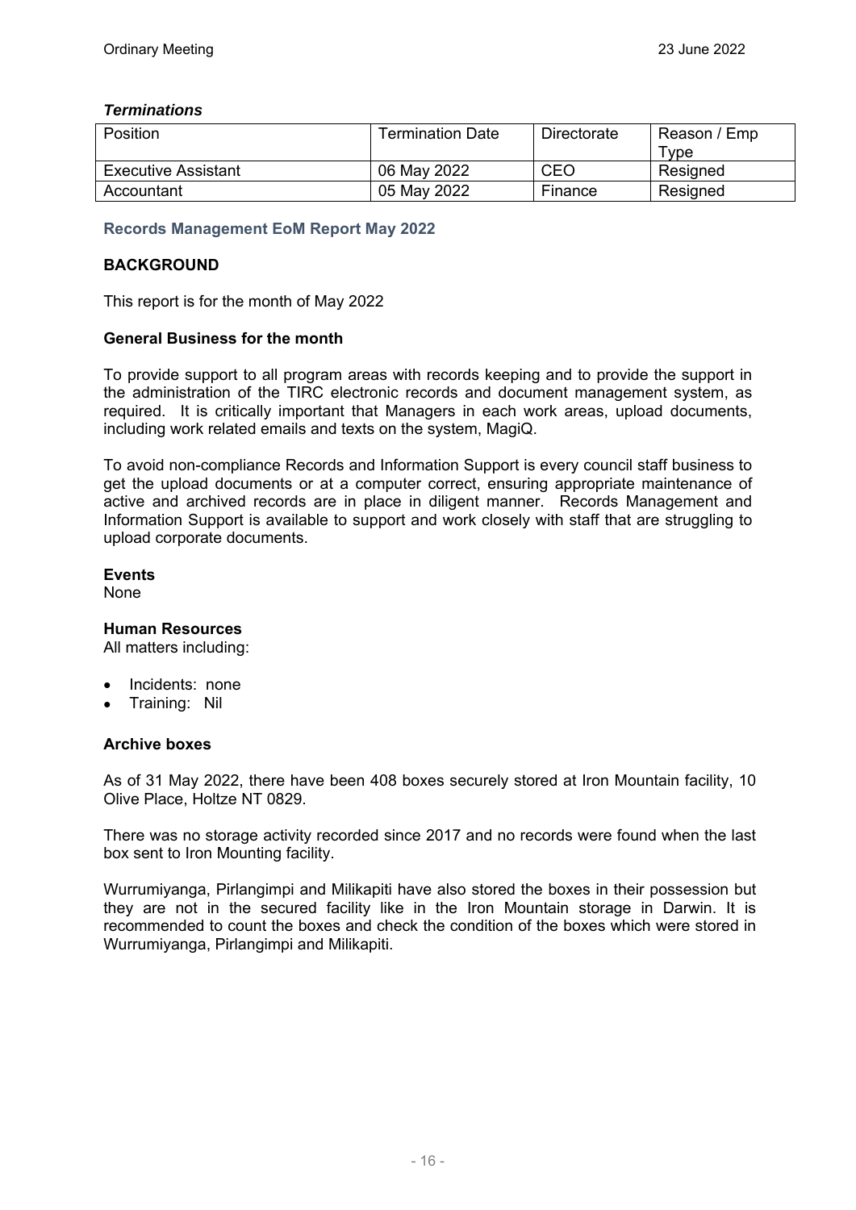### *Terminations*

| Position | Termination Date | Directorate | Reason / Emp Type |
|---|---|---|---|
| Executive Assistant | 06 May 2022 | CEO | Resigned |
| Accountant | 05 May 2022 | Finance | Resigned |

### Records Management EoM Report May 2022

**BACKGROUND**

This report is for the month of May 2022

**General Business for the month**

To provide support to all program areas with records keeping and to provide the support in the administration of the TIRC electronic records and document management system, as required. It is critically important that Managers in each work areas, upload documents, including work related emails and texts on the system, MagiQ.

To avoid non-compliance Records and Information Support is every council staff business to get the upload documents or at a computer correct, ensuring appropriate maintenance of active and archived records are in place in diligent manner. Records Management and Information Support is available to support and work closely with staff that are struggling to upload corporate documents.

**Events**
None

**Human Resources**
All matters including:

- Incidents: none
- Training: Nil

**Archive boxes**

As of 31 May 2022, there have been 408 boxes securely stored at Iron Mountain facility, 10 Olive Place, Holtze NT 0829.

There was no storage activity recorded since 2017 and no records were found when the last box sent to Iron Mounting facility.

Wurrumiyanga, Pirlangimpi and Milikapiti have also stored the boxes in their possession but they are not in the secured facility like in the Iron Mountain storage in Darwin. It is recommended to count the boxes and check the condition of the boxes which were stored in Wurrumiyanga, Pirlangimpi and Milikapiti.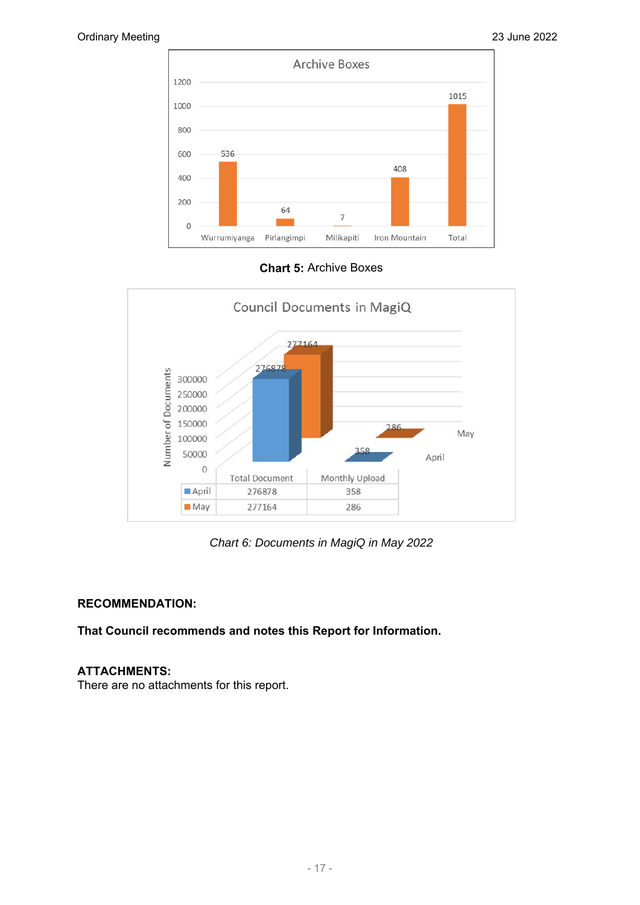**Chart 5:** Archive Boxes

| | Wurrumiyanga | Pirlangimpi | Milikapiti | Iron Mountain | Total |
|---|---|---|---|---|---|
| Archive Boxes | 536 | 64 | 7 | 408 | 1015 |

| | Total Document | Monthly Upload |
|---|---|---|
| April | 276878 | 358 |
| May | 277164 | 286 |

*Chart 6: Documents in MagiQ in May 2022*

**RECOMMENDATION:**

**That Council recommends and notes this Report for Information.**

**ATTACHMENTS:**

There are no attachments for this report.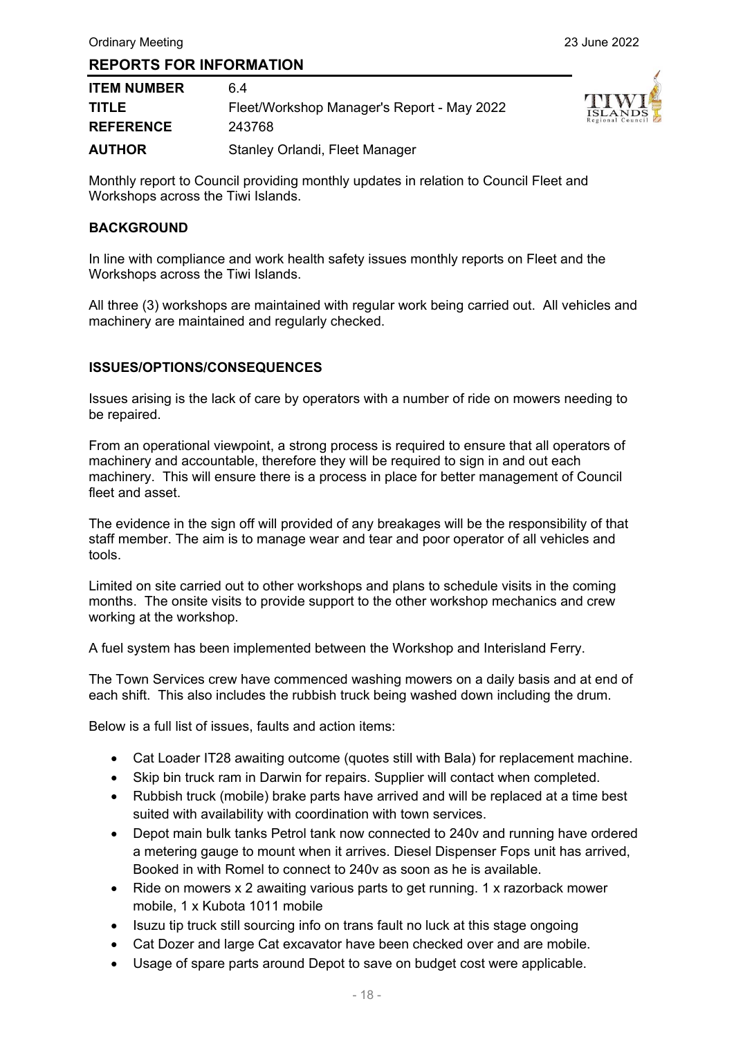## REPORTS FOR INFORMATION

| | |
|---|---|
| **ITEM NUMBER** | 6.4 |
| **TITLE** | Fleet/Workshop Manager's Report - May 2022 |
| **REFERENCE** | 243768 |
| **AUTHOR** | Stanley Orlandi, Fleet Manager |

Monthly report to Council providing monthly updates in relation to Council Fleet and Workshops across the Tiwi Islands.

### BACKGROUND

In line with compliance and work health safety issues monthly reports on Fleet and the Workshops across the Tiwi Islands.

All three (3) workshops are maintained with regular work being carried out. All vehicles and machinery are maintained and regularly checked.

### ISSUES/OPTIONS/CONSEQUENCES

Issues arising is the lack of care by operators with a number of ride on mowers needing to be repaired.

From an operational viewpoint, a strong process is required to ensure that all operators of machinery and accountable, therefore they will be required to sign in and out each machinery. This will ensure there is a process in place for better management of Council fleet and asset.

The evidence in the sign off will provided of any breakages will be the responsibility of that staff member. The aim is to manage wear and tear and poor operator of all vehicles and tools.

Limited on site carried out to other workshops and plans to schedule visits in the coming months. The onsite visits to provide support to the other workshop mechanics and crew working at the workshop.

A fuel system has been implemented between the Workshop and Interisland Ferry.

The Town Services crew have commenced washing mowers on a daily basis and at end of each shift. This also includes the rubbish truck being washed down including the drum.

Below is a full list of issues, faults and action items:

- Cat Loader IT28 awaiting outcome (quotes still with Bala) for replacement machine.
- Skip bin truck ram in Darwin for repairs. Supplier will contact when completed.
- Rubbish truck (mobile) brake parts have arrived and will be replaced at a time best suited with availability with coordination with town services.
- Depot main bulk tanks Petrol tank now connected to 240v and running have ordered a metering gauge to mount when it arrives. Diesel Dispenser Fops unit has arrived, Booked in with Romel to connect to 240v as soon as he is available.
- Ride on mowers x 2 awaiting various parts to get running. 1 x razorback mower mobile, 1 x Kubota 1011 mobile
- Isuzu tip truck still sourcing info on trans fault no luck at this stage ongoing
- Cat Dozer and large Cat excavator have been checked over and are mobile.
- Usage of spare parts around Depot to save on budget cost were applicable.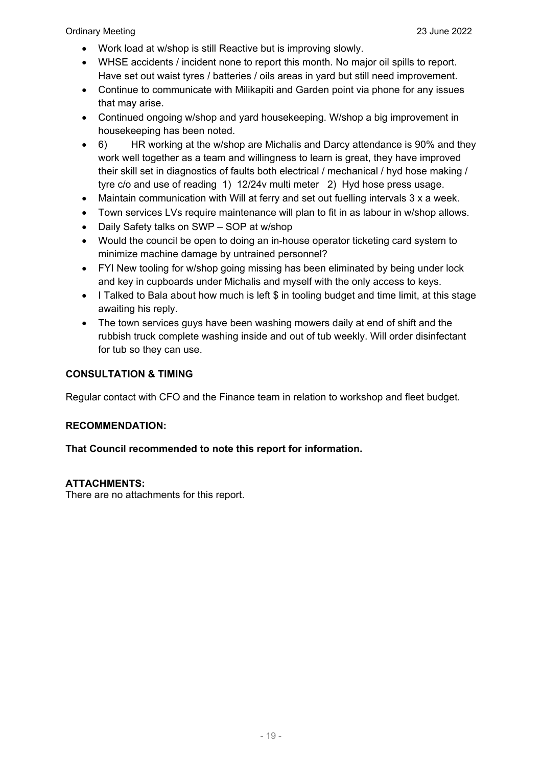- Work load at w/shop is still Reactive but is improving slowly.
- WHSE accidents / incident none to report this month. No major oil spills to report. Have set out waist tyres / batteries / oils areas in yard but still need improvement.
- Continue to communicate with Milikapiti and Garden point via phone for any issues that may arise.
- Continued ongoing w/shop and yard housekeeping. W/shop a big improvement in housekeeping has been noted.
- 6) HR working at the w/shop are Michalis and Darcy attendance is 90% and they work well together as a team and willingness to learn is great, they have improved their skill set in diagnostics of faults both electrical / mechanical / hyd hose making / tyre c/o and use of reading 1) 12/24v multi meter 2) Hyd hose press usage.
- Maintain communication with Will at ferry and set out fuelling intervals 3 x a week.
- Town services LVs require maintenance will plan to fit in as labour in w/shop allows.
- Daily Safety talks on SWP – SOP at w/shop
- Would the council be open to doing an in-house operator ticketing card system to minimize machine damage by untrained personnel?
- FYI New tooling for w/shop going missing has been eliminated by being under lock and key in cupboards under Michalis and myself with the only access to keys.
- I Talked to Bala about how much is left $ in tooling budget and time limit, at this stage awaiting his reply.
- The town services guys have been washing mowers daily at end of shift and the rubbish truck complete washing inside and out of tub weekly. Will order disinfectant for tub so they can use.

**CONSULTATION & TIMING**

Regular contact with CFO and the Finance team in relation to workshop and fleet budget.

**RECOMMENDATION:**

**That Council recommended to note this report for information.**

**ATTACHMENTS:**
There are no attachments for this report.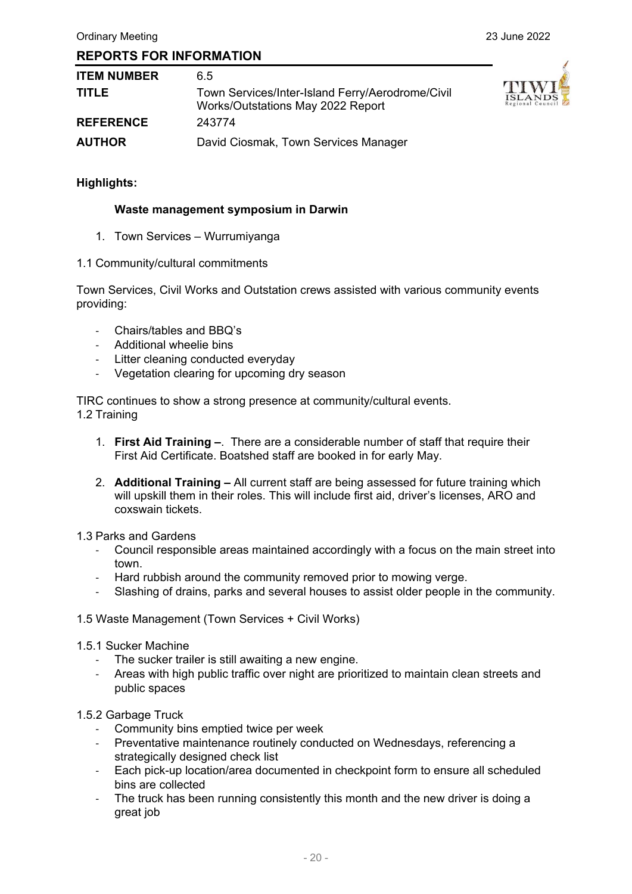Ordinary Meeting 23 June 2022

## REPORTS FOR INFORMATION

| | |
|---|---|
| **ITEM NUMBER** | 6.5 |
| **TITLE** | Town Services/Inter-Island Ferry/Aerodrome/Civil Works/Outstations May 2022 Report |
| **REFERENCE** | 243774 |
| **AUTHOR** | David Ciosmak, Town Services Manager |

**Highlights:**

**Waste management symposium in Darwin**

1. Town Services – Wurrumiyanga

1.1 Community/cultural commitments

Town Services, Civil Works and Outstation crews assisted with various community events providing:

- Chairs/tables and BBQ's
- Additional wheelie bins
- Litter cleaning conducted everyday
- Vegetation clearing for upcoming dry season

TIRC continues to show a strong presence at community/cultural events.

1.2 Training

1. **First Aid Training –**. There are a considerable number of staff that require their First Aid Certificate. Boatshed staff are booked in for early May.
2. **Additional Training –** All current staff are being assessed for future training which will upskill them in their roles. This will include first aid, driver's licenses, ARO and coxswain tickets.

1.3 Parks and Gardens

- Council responsible areas maintained accordingly with a focus on the main street into town.
- Hard rubbish around the community removed prior to mowing verge.
- Slashing of drains, parks and several houses to assist older people in the community.

1.5 Waste Management (Town Services + Civil Works)

1.5.1 Sucker Machine

- The sucker trailer is still awaiting a new engine.
- Areas with high public traffic over night are prioritized to maintain clean streets and public spaces

1.5.2 Garbage Truck

- Community bins emptied twice per week
- Preventative maintenance routinely conducted on Wednesdays, referencing a strategically designed check list
- Each pick-up location/area documented in checkpoint form to ensure all scheduled bins are collected
- The truck has been running consistently this month and the new driver is doing a great job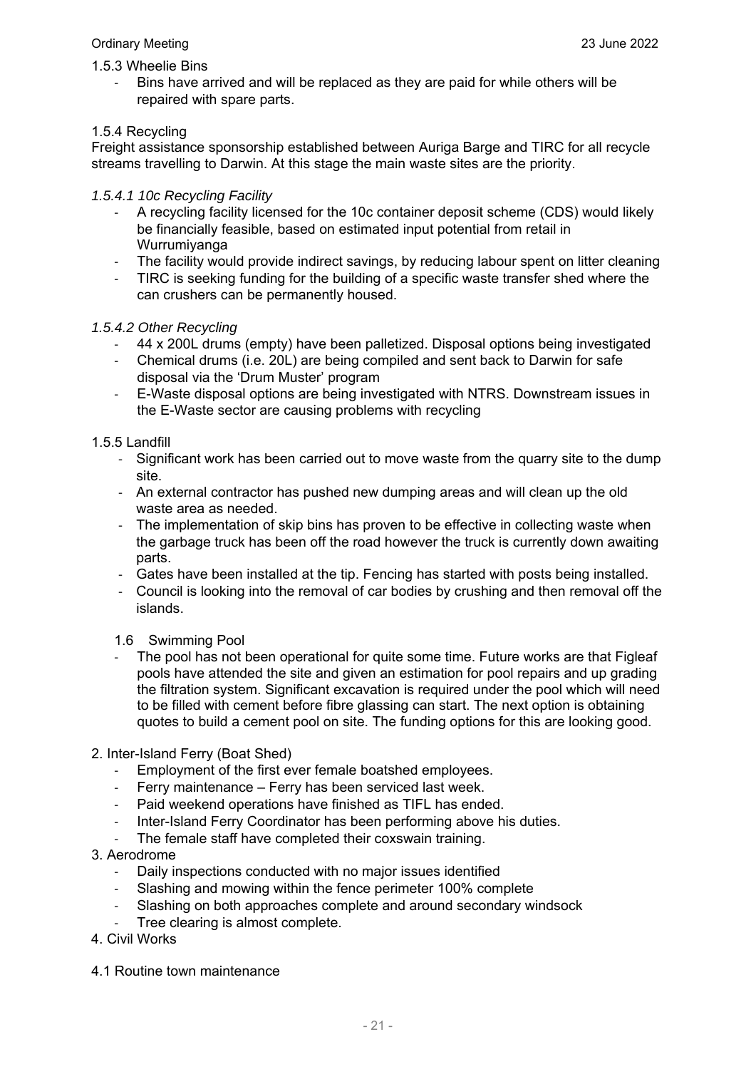1.5.3 Wheelie Bins

- Bins have arrived and will be replaced as they are paid for while others will be repaired with spare parts.

1.5.4 Recycling

Freight assistance sponsorship established between Auriga Barge and TIRC for all recycle streams travelling to Darwin. At this stage the main waste sites are the priority.

*1.5.4.1 10c Recycling Facility*

- A recycling facility licensed for the 10c container deposit scheme (CDS) would likely be financially feasible, based on estimated input potential from retail in Wurrumiyanga
- The facility would provide indirect savings, by reducing labour spent on litter cleaning
- TIRC is seeking funding for the building of a specific waste transfer shed where the can crushers can be permanently housed.

*1.5.4.2 Other Recycling*

- 44 x 200L drums (empty) have been palletized. Disposal options being investigated
- Chemical drums (i.e. 20L) are being compiled and sent back to Darwin for safe disposal via the 'Drum Muster' program
- E-Waste disposal options are being investigated with NTRS. Downstream issues in the E-Waste sector are causing problems with recycling

1.5.5 Landfill

- Significant work has been carried out to move waste from the quarry site to the dump site.
- An external contractor has pushed new dumping areas and will clean up the old waste area as needed.
- The implementation of skip bins has proven to be effective in collecting waste when the garbage truck has been off the road however the truck is currently down awaiting parts.
- Gates have been installed at the tip. Fencing has started with posts being installed.
- Council is looking into the removal of car bodies by crushing and then removal off the islands.

1.6 Swimming Pool

- The pool has not been operational for quite some time. Future works are that Figleaf pools have attended the site and given an estimation for pool repairs and up grading the filtration system. Significant excavation is required under the pool which will need to be filled with cement before fibre glassing can start. The next option is obtaining quotes to build a cement pool on site. The funding options for this are looking good.

2. Inter-Island Ferry (Boat Shed)

- Employment of the first ever female boatshed employees.
- Ferry maintenance – Ferry has been serviced last week.
- Paid weekend operations have finished as TIFL has ended.
- Inter-Island Ferry Coordinator has been performing above his duties.
- The female staff have completed their coxswain training.

3. Aerodrome

- Daily inspections conducted with no major issues identified
- Slashing and mowing within the fence perimeter 100% complete
- Slashing on both approaches complete and around secondary windsock
- Tree clearing is almost complete.

4. Civil Works

4.1 Routine town maintenance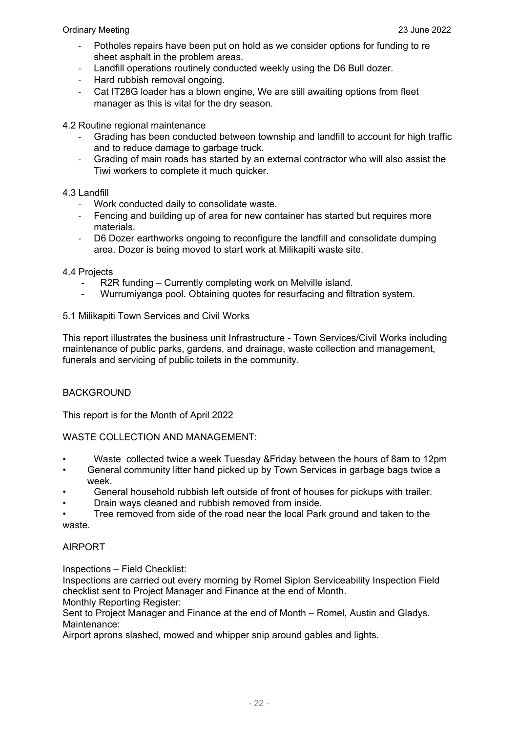- Potholes repairs have been put on hold as we consider options for funding to re sheet asphalt in the problem areas.
- Landfill operations routinely conducted weekly using the D6 Bull dozer.
- Hard rubbish removal ongoing.
- Cat IT28G loader has a blown engine, We are still awaiting options from fleet manager as this is vital for the dry season.

4.2 Routine regional maintenance

- Grading has been conducted between township and landfill to account for high traffic and to reduce damage to garbage truck.
- Grading of main roads has started by an external contractor who will also assist the Tiwi workers to complete it much quicker.

4.3 Landfill

- Work conducted daily to consolidate waste.
- Fencing and building up of area for new container has started but requires more materials.
- D6 Dozer earthworks ongoing to reconfigure the landfill and consolidate dumping area. Dozer is being moved to start work at Milikapiti waste site.

4.4 Projects

- R2R funding – Currently completing work on Melville island.
- Wurrumiyanga pool. Obtaining quotes for resurfacing and filtration system.

5.1 Milikapiti Town Services and Civil Works

This report illustrates the business unit Infrastructure - Town Services/Civil Works including maintenance of public parks, gardens, and drainage, waste collection and management, funerals and servicing of public toilets in the community.

BACKGROUND

This report is for the Month of April 2022

WASTE COLLECTION AND MANAGEMENT:

- Waste collected twice a week Tuesday &Friday between the hours of 8am to 12pm
- General community litter hand picked up by Town Services in garbage bags twice a week.
- General household rubbish left outside of front of houses for pickups with trailer.
- Drain ways cleaned and rubbish removed from inside.
- Tree removed from side of the road near the local Park ground and taken to the waste.

AIRPORT

Inspections – Field Checklist:
Inspections are carried out every morning by Romel Siplon Serviceability Inspection Field checklist sent to Project Manager and Finance at the end of Month.
Monthly Reporting Register:
Sent to Project Manager and Finance at the end of Month – Romel, Austin and Gladys.
Maintenance:
Airport aprons slashed, mowed and whipper snip around gables and lights.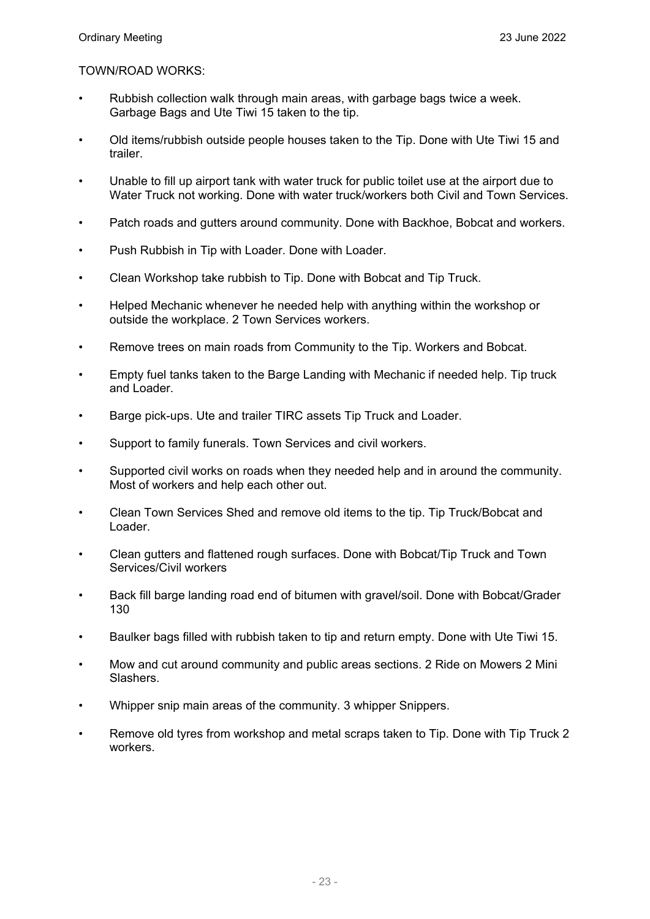TOWN/ROAD WORKS:

- Rubbish collection walk through main areas, with garbage bags twice a week. Garbage Bags and Ute Tiwi 15 taken to the tip.
- Old items/rubbish outside people houses taken to the Tip. Done with Ute Tiwi 15 and trailer.
- Unable to fill up airport tank with water truck for public toilet use at the airport due to Water Truck not working. Done with water truck/workers both Civil and Town Services.
- Patch roads and gutters around community. Done with Backhoe, Bobcat and workers.
- Push Rubbish in Tip with Loader. Done with Loader.
- Clean Workshop take rubbish to Tip. Done with Bobcat and Tip Truck.
- Helped Mechanic whenever he needed help with anything within the workshop or outside the workplace. 2 Town Services workers.
- Remove trees on main roads from Community to the Tip. Workers and Bobcat.
- Empty fuel tanks taken to the Barge Landing with Mechanic if needed help. Tip truck and Loader.
- Barge pick-ups. Ute and trailer TIRC assets Tip Truck and Loader.
- Support to family funerals. Town Services and civil workers.
- Supported civil works on roads when they needed help and in around the community. Most of workers and help each other out.
- Clean Town Services Shed and remove old items to the tip. Tip Truck/Bobcat and Loader.
- Clean gutters and flattened rough surfaces. Done with Bobcat/Tip Truck and Town Services/Civil workers
- Back fill barge landing road end of bitumen with gravel/soil. Done with Bobcat/Grader 130
- Baulker bags filled with rubbish taken to tip and return empty. Done with Ute Tiwi 15.
- Mow and cut around community and public areas sections. 2 Ride on Mowers 2 Mini Slashers.
- Whipper snip main areas of the community. 3 whipper Snippers.
- Remove old tyres from workshop and metal scraps taken to Tip. Done with Tip Truck 2 workers.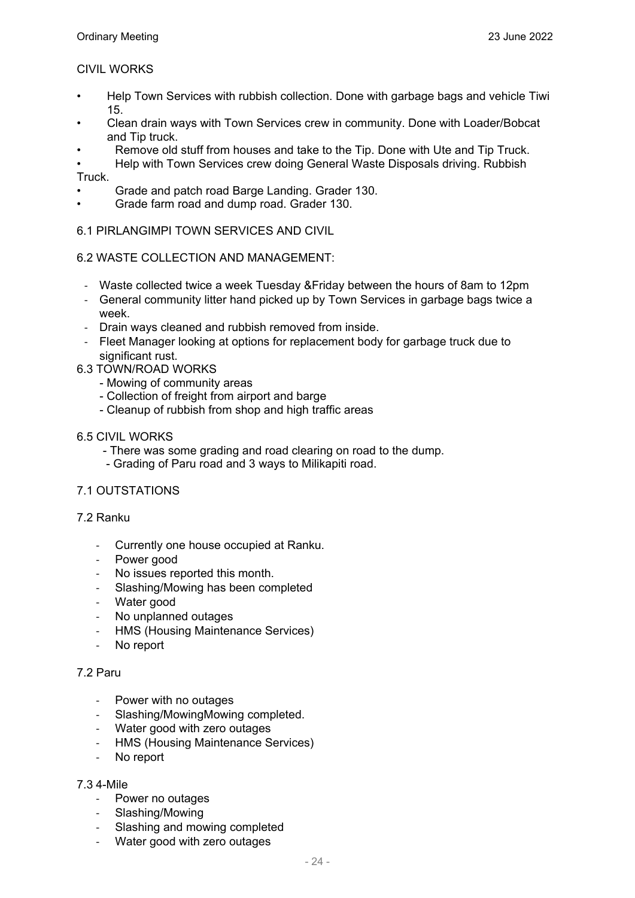CIVIL WORKS

- Help Town Services with rubbish collection. Done with garbage bags and vehicle Tiwi 15.
- Clean drain ways with Town Services crew in community. Done with Loader/Bobcat and Tip truck.
- Remove old stuff from houses and take to the Tip. Done with Ute and Tip Truck.
- Help with Town Services crew doing General Waste Disposals driving. Rubbish Truck.
- Grade and patch road Barge Landing. Grader 130.
- Grade farm road and dump road. Grader 130.

6.1 PIRLANGIMPI TOWN SERVICES AND CIVIL

6.2 WASTE COLLECTION AND MANAGEMENT:

- Waste collected twice a week Tuesday &Friday between the hours of 8am to 12pm
- General community litter hand picked up by Town Services in garbage bags twice a week.
- Drain ways cleaned and rubbish removed from inside.
- Fleet Manager looking at options for replacement body for garbage truck due to significant rust.

6.3 TOWN/ROAD WORKS

- Mowing of community areas
- Collection of freight from airport and barge
- Cleanup of rubbish from shop and high traffic areas

6.5 CIVIL WORKS

- There was some grading and road clearing on road to the dump.
- Grading of Paru road and 3 ways to Milikapiti road.

7.1 OUTSTATIONS

7.2 Ranku

- Currently one house occupied at Ranku.
- Power good
- No issues reported this month.
- Slashing/Mowing has been completed
- Water good
- No unplanned outages
- HMS (Housing Maintenance Services)
- No report

7.2 Paru

- Power with no outages
- Slashing/MowingMowing completed.
- Water good with zero outages
- HMS (Housing Maintenance Services)
- No report

7.3 4-Mile

- Power no outages
- Slashing/Mowing
- Slashing and mowing completed
- Water good with zero outages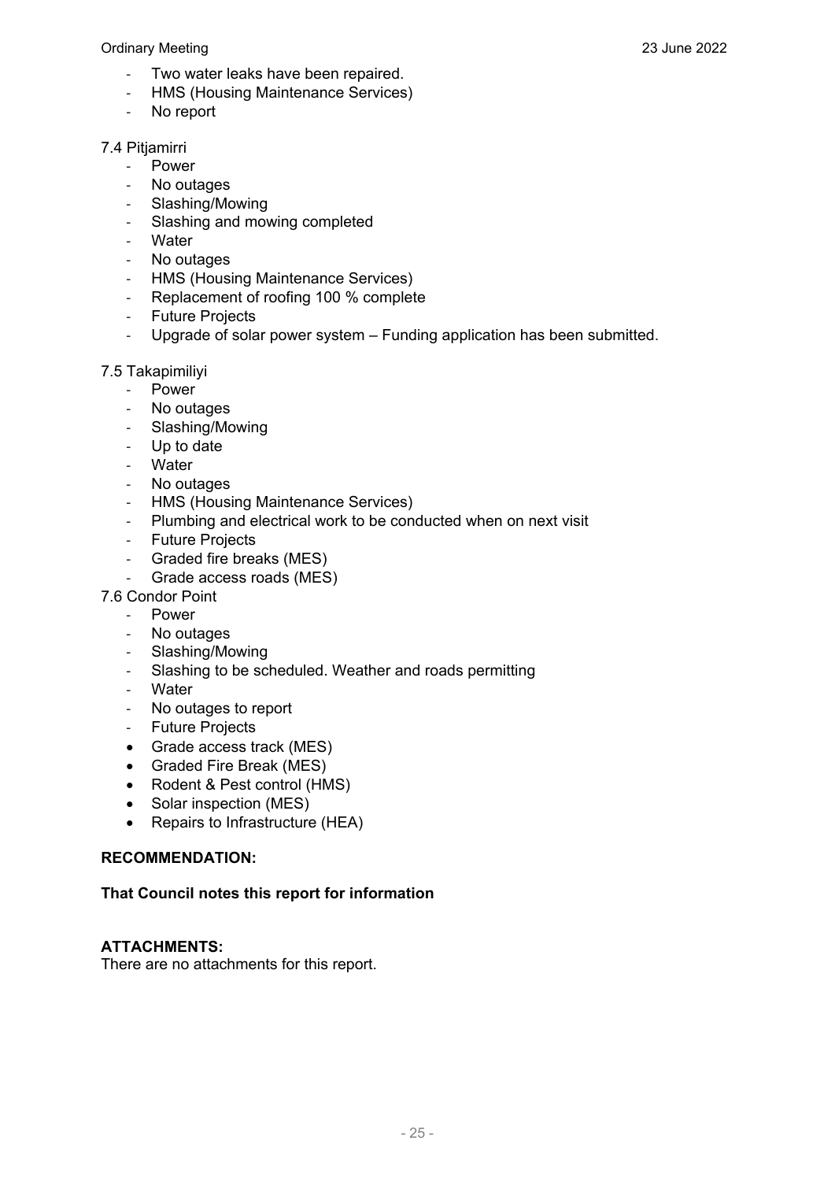- Two water leaks have been repaired.
- HMS (Housing Maintenance Services)
- No report

7.4 Pitjamirri

- Power
- No outages
- Slashing/Mowing
- Slashing and mowing completed
- Water
- No outages
- HMS (Housing Maintenance Services)
- Replacement of roofing 100 % complete
- Future Projects
- Upgrade of solar power system – Funding application has been submitted.

7.5 Takapimiliyi

- Power
- No outages
- Slashing/Mowing
- Up to date
- Water
- No outages
- HMS (Housing Maintenance Services)
- Plumbing and electrical work to be conducted when on next visit
- Future Projects
- Graded fire breaks (MES)
- Grade access roads (MES)

7.6 Condor Point

- Power
- No outages
- Slashing/Mowing
- Slashing to be scheduled. Weather and roads permitting
- Water
- No outages to report
- Future Projects
- Grade access track (MES)
- Graded Fire Break (MES)
- Rodent & Pest control (HMS)
- Solar inspection (MES)
- Repairs to Infrastructure (HEA)

**RECOMMENDATION:**

**That Council notes this report for information**

**ATTACHMENTS:**

There are no attachments for this report.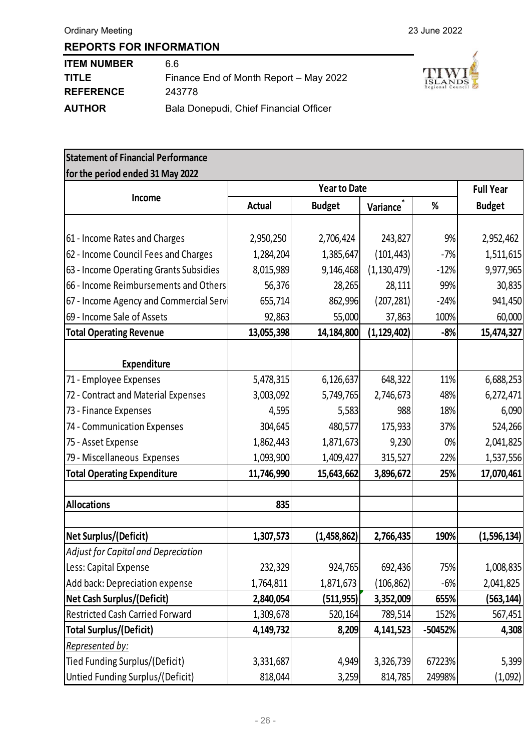## REPORTS FOR INFORMATION

| | |
|---|---|
| **ITEM NUMBER** | 6.6 |
| **TITLE** | Finance End of Month Report – May 2022 |
| **REFERENCE** | 243778 |
| **AUTHOR** | Bala Donepudi, Chief Financial Officer |

**Statement of Financial Performance**
**for the period ended 31 May 2022**

| Income | Year to Date | | | | Full Year |
|---|---|---|---|---|---|
| | **Actual** | **Budget** | **Variance*** | **%** | **Budget** |
| 61 - Income Rates and Charges | 2,950,250 | 2,706,424 | 243,827 | 9% | 2,952,462 |
| 62 - Income Council Fees and Charges | 1,284,204 | 1,385,647 | (101,443) | -7% | 1,511,615 |
| 63 - Income Operating Grants Subsidies | 8,015,989 | 9,146,468 | (1,130,479) | -12% | 9,977,965 |
| 66 - Income Reimbursements and Others | 56,376 | 28,265 | 28,111 | 99% | 30,835 |
| 67 - Income Agency and Commercial Serv | 655,714 | 862,996 | (207,281) | -24% | 941,450 |
| 69 - Income Sale of Assets | 92,863 | 55,000 | 37,863 | 100% | 60,000 |
| **Total Operating Revenue** | **13,055,398** | **14,184,800** | **(1,129,402)** | **-8%** | **15,474,327** |
| **Expenditure** | | | | | |
| 71 - Employee Expenses | 5,478,315 | 6,126,637 | 648,322 | 11% | 6,688,253 |
| 72 - Contract and Material Expenses | 3,003,092 | 5,749,765 | 2,746,673 | 48% | 6,272,471 |
| 73 - Finance Expenses | 4,595 | 5,583 | 988 | 18% | 6,090 |
| 74 - Communication Expenses | 304,645 | 480,577 | 175,933 | 37% | 524,266 |
| 75 - Asset Expense | 1,862,443 | 1,871,673 | 9,230 | 0% | 2,041,825 |
| 79 - Miscellaneous Expenses | 1,093,900 | 1,409,427 | 315,527 | 22% | 1,537,556 |
| **Total Operating Expenditure** | **11,746,990** | **15,643,662** | **3,896,672** | **25%** | **17,070,461** |
| **Allocations** | **835** | | | | |
| **Net Surplus/(Deficit)** | **1,307,573** | **(1,458,862)** | **2,766,435** | **190%** | **(1,596,134)** |
| *Adjust for Capital and Depreciation* | | | | | |
| Less: Capital Expense | 232,329 | 924,765 | 692,436 | 75% | 1,008,835 |
| Add back: Depreciation expense | 1,764,811 | 1,871,673 | (106,862) | -6% | 2,041,825 |
| **Net Cash Surplus/(Deficit)** | **2,840,054** | **(511,955)** | **3,352,009** | **655%** | **(563,144)** |
| Restricted Cash Carried Forward | 1,309,678 | 520,164 | 789,514 | 152% | 567,451 |
| **Total Surplus/(Deficit)** | **4,149,732** | **8,209** | **4,141,523** | **-50452%** | **4,308** |
| *Represented by:* | | | | | |
| Tied Funding Surplus/(Deficit) | 3,331,687 | 4,949 | 3,326,739 | 67223% | 5,399 |
| Untied Funding Surplus/(Deficit) | 818,044 | 3,259 | 814,785 | 24998% | (1,092) |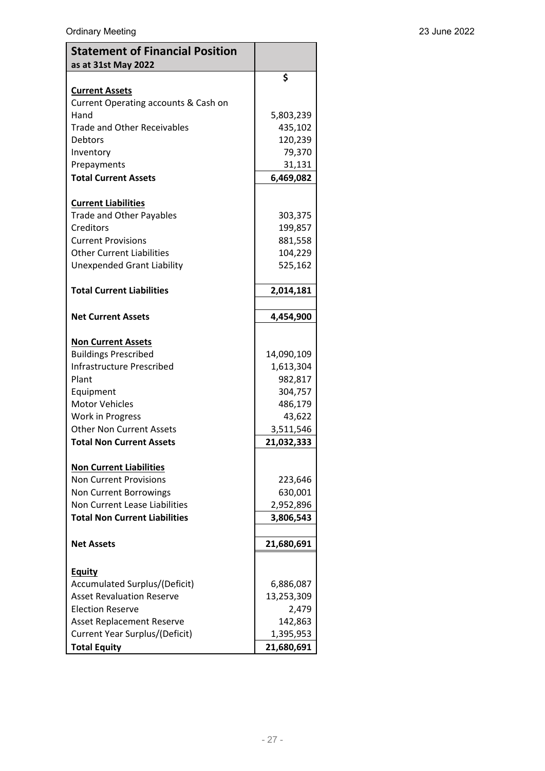| Statement of Financial Position<br>as at 31st May 2022 | |
|---|---|
| | **$** |
| **Current Assets** | |
| Current Operating accounts & Cash on Hand | 5,803,239 |
| Trade and Other Receivables | 435,102 |
| Debtors | 120,239 |
| Inventory | 79,370 |
| Prepayments | 31,131 |
| **Total Current Assets** | **6,469,082** |
| | |
| **Current Liabilities** | |
| Trade and Other Payables | 303,375 |
| Creditors | 199,857 |
| Current Provisions | 881,558 |
| Other Current Liabilities | 104,229 |
| Unexpended Grant Liability | 525,162 |
| | |
| **Total Current Liabilities** | **2,014,181** |
| | |
| **Net Current Assets** | **4,454,900** |
| | |
| **Non Current Assets** | |
| Buildings Prescribed | 14,090,109 |
| Infrastructure Prescribed | 1,613,304 |
| Plant | 982,817 |
| Equipment | 304,757 |
| Motor Vehicles | 486,179 |
| Work in Progress | 43,622 |
| Other Non Current Assets | 3,511,546 |
| **Total Non Current Assets** | **21,032,333** |
| | |
| **Non Current Liabilities** | |
| Non Current Provisions | 223,646 |
| Non Current Borrowings | 630,001 |
| Non Current Lease Liabilities | 2,952,896 |
| **Total Non Current Liabilities** | **3,806,543** |
| | |
| **Net Assets** | **21,680,691** |
| | |
| **Equity** | |
| Accumulated Surplus/(Deficit) | 6,886,087 |
| Asset Revaluation Reserve | 13,253,309 |
| Election Reserve | 2,479 |
| Asset Replacement Reserve | 142,863 |
| Current Year Surplus/(Deficit) | 1,395,953 |
| **Total Equity** | **21,680,691** |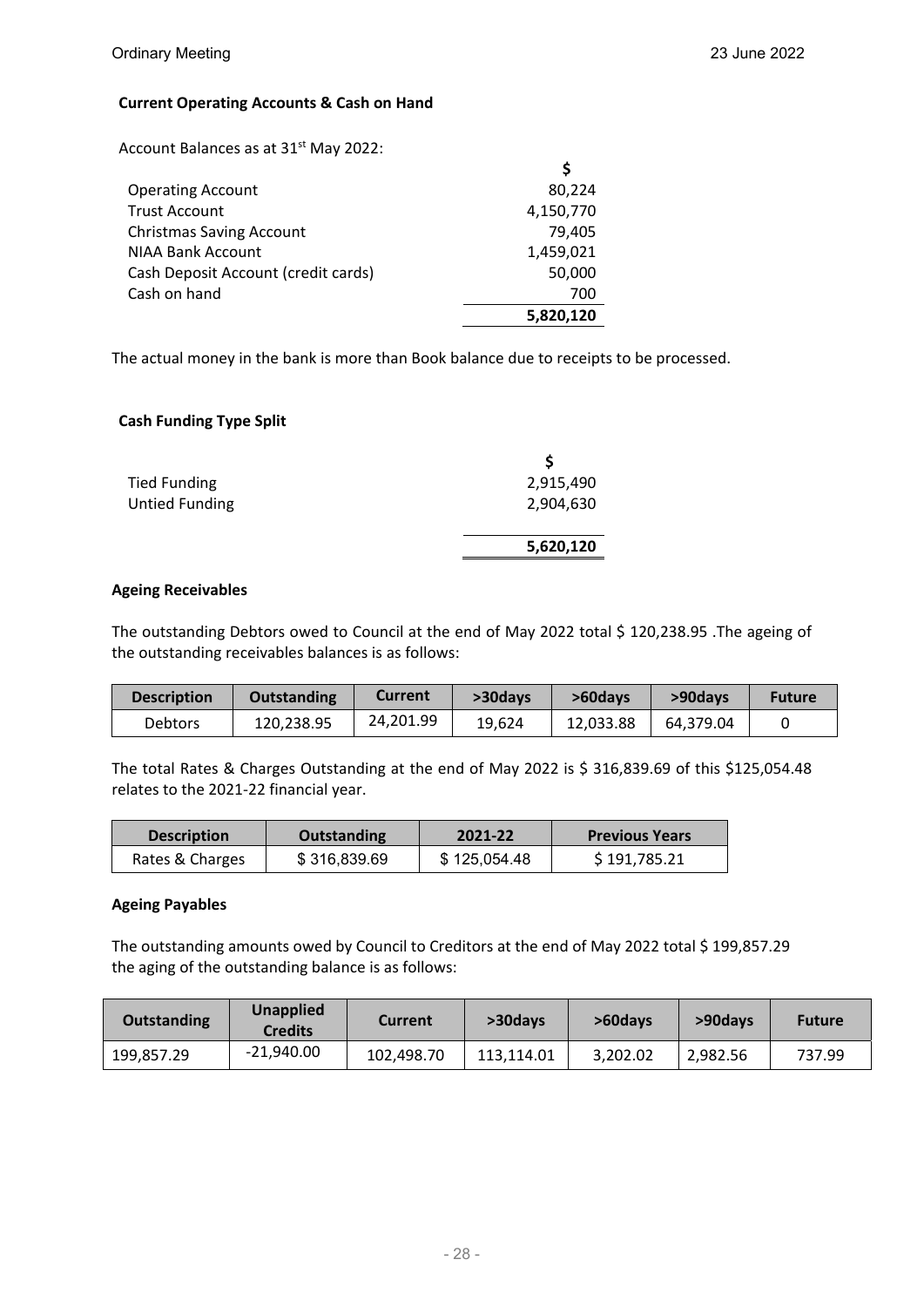**Current Operating Accounts & Cash on Hand**

Account Balances as at 31st May 2022:

| | $ |
|---|---|
| Operating Account | 80,224 |
| Trust Account | 4,150,770 |
| Christmas Saving Account | 79,405 |
| NIAA Bank Account | 1,459,021 |
| Cash Deposit Account (credit cards) | 50,000 |
| Cash on hand | 700 |
| | **5,820,120** |

The actual money in the bank is more than Book balance due to receipts to be processed.

**Cash Funding Type Split**

| | $ |
|---|---|
| Tied Funding | 2,915,490 |
| Untied Funding | 2,904,630 |
| | **5,620,120** |

**Ageing Receivables**

The outstanding Debtors owed to Council at the end of May 2022 total $ 120,238.95 .The ageing of the outstanding receivables balances is as follows:

| Description | Outstanding | Current | >30days | >60days | >90days | Future |
|---|---|---|---|---|---|---|
| Debtors | 120,238.95 | 24,201.99 | 19,624 | 12,033.88 | 64,379.04 | 0 |

The total Rates & Charges Outstanding at the end of May 2022 is $ 316,839.69 of this $125,054.48 relates to the 2021-22 financial year.

| Description | Outstanding | 2021-22 | Previous Years |
|---|---|---|---|
| Rates & Charges | $ 316,839.69 | $ 125,054.48 | $ 191,785.21 |

**Ageing Payables**

The outstanding amounts owed by Council to Creditors at the end of May 2022 total $ 199,857.29 the aging of the outstanding balance is as follows:

| Outstanding | Unapplied Credits | Current | >30days | >60days | >90days | Future |
|---|---|---|---|---|---|---|
| 199,857.29 | -21,940.00 | 102,498.70 | 113,114.01 | 3,202.02 | 2,982.56 | 737.99 |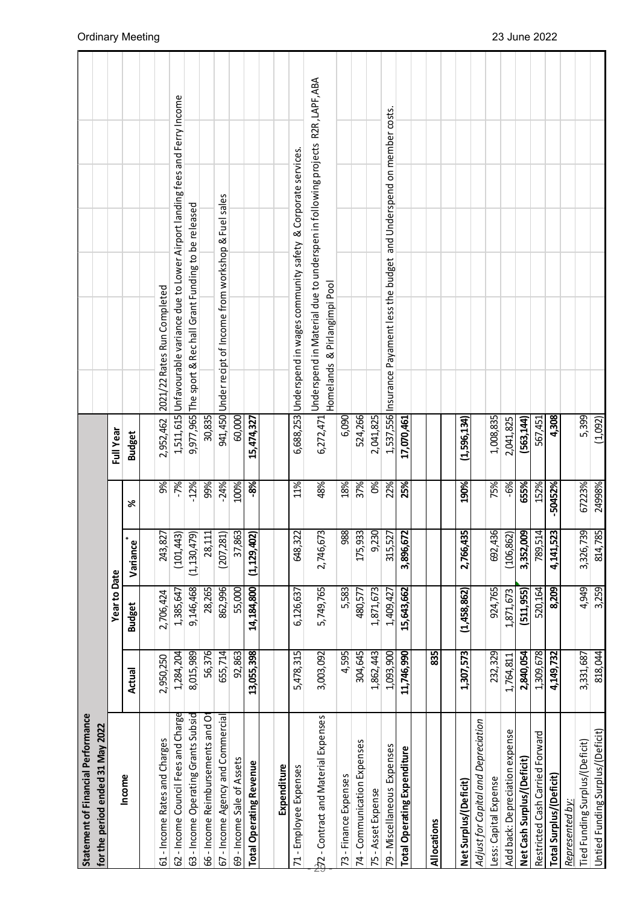**Statement of Financial Performance**
**for the period ended 31 May 2022**

| Income | Year to Date | | | | Full Year | |
|---|---|---|---|---|---|---|
| | Actual | Budget | Variance* | % | Budget | |
| 61 - Income Rates and Charges | 2,950,250 | 2,706,424 | 243,827 | 9% | 2,952,462 | 2021/22 Rates Run Completed |
| 62 - Income Council Fees and Charge | 1,284,204 | 1,385,647 | (101,443) | -7% | 1,511,615 | Unfavourable variance due to Lower Airport landing fees and Ferry Income |
| 63 - Income Operating Grants Subsid | 8,015,989 | 9,146,468 | (1,130,479) | -12% | 9,977,965 | The sport & Rec hall Grant Funding to be released |
| 66 - Income Reimbursements and Ot | 56,376 | 28,265 | 28,111 | 99% | 30,835 | |
| 67 - Income Agency and Commercial | 655,714 | 862,996 | (207,281) | -24% | 941,450 | Under recipt of Income from workshop & Fuel sales |
| 69 - Income Sale of Assets | 92,863 | 55,000 | 37,863 | 100% | 60,000 | |
| **Total Operating Revenue** | **13,055,398** | **14,184,800** | **(1,129,402)** | **-8%** | **15,474,327** | |
| **Expenditure** | | | | | | |
| 71 - Employee Expenses | 5,478,315 | 6,126,637 | 648,322 | 11% | 6,688,253 | Underspend in wages community safety & Corporate services. |
| 72 - Contract and Material Expenses | 3,003,092 | 5,749,765 | 2,746,673 | 48% | 6,272,471 | Underspend in Material due to underspen in following projects R2R, LAPF, ABA Homelands & Pirlangimpi Pool |
| 73 - Finance Expenses | 4,595 | 5,583 | 988 | 18% | 6,090 | |
| 74 - Communication Expenses | 304,645 | 480,577 | 175,933 | 37% | 524,266 | |
| 75 - Asset Expense | 1,862,443 | 1,871,673 | 9,230 | 0% | 2,041,825 | |
| 79 - Miscellaneous Expenses | 1,093,900 | 1,409,427 | 315,527 | 22% | 1,537,556 | Insurance Payament less the budget and Underspend on member costs. |
| **Total Operating Expenditure** | **11,746,990** | **15,643,662** | **3,896,672** | **25%** | **17,070,461** | |
| **Allocations** | **835** | | | | | |
| **Net Surplus/(Deficit)** | **1,307,573** | **(1,458,862)** | **2,766,435** | **190%** | **(1,596,134)** | |
| *Adjust for Capital and Depreciation* | | | | | | |
| Less: Capital Expense | 232,329 | 924,765 | 692,436 | 75% | 1,008,835 | |
| Add back: Depreciation expense | 1,764,811 | 1,871,673 | (106,862) | -6% | 2,041,825 | |
| **Net Cash Surplus/(Deficit)** | **2,840,054** | **(511,955)** | **3,352,009** | **655%** | **(563,144)** | |
| Restricted Cash Carried Forward | 1,309,678 | 520,164 | 789,514 | 152% | 567,451 | |
| **Total Surplus/(Deficit)** | **4,149,732** | **8,209** | **4,141,523** | **-50452%** | **4,308** | |
| *Represented by:* | | | | | | |
| Tied Funding Surplus/(Deficit) | 3,331,687 | 4,949 | 3,326,739 | 67223% | 5,399 | |
| Untied Funding Surplus/(Deficit) | 818,044 | 3,259 | 814,785 | 24998% | (1,092) | |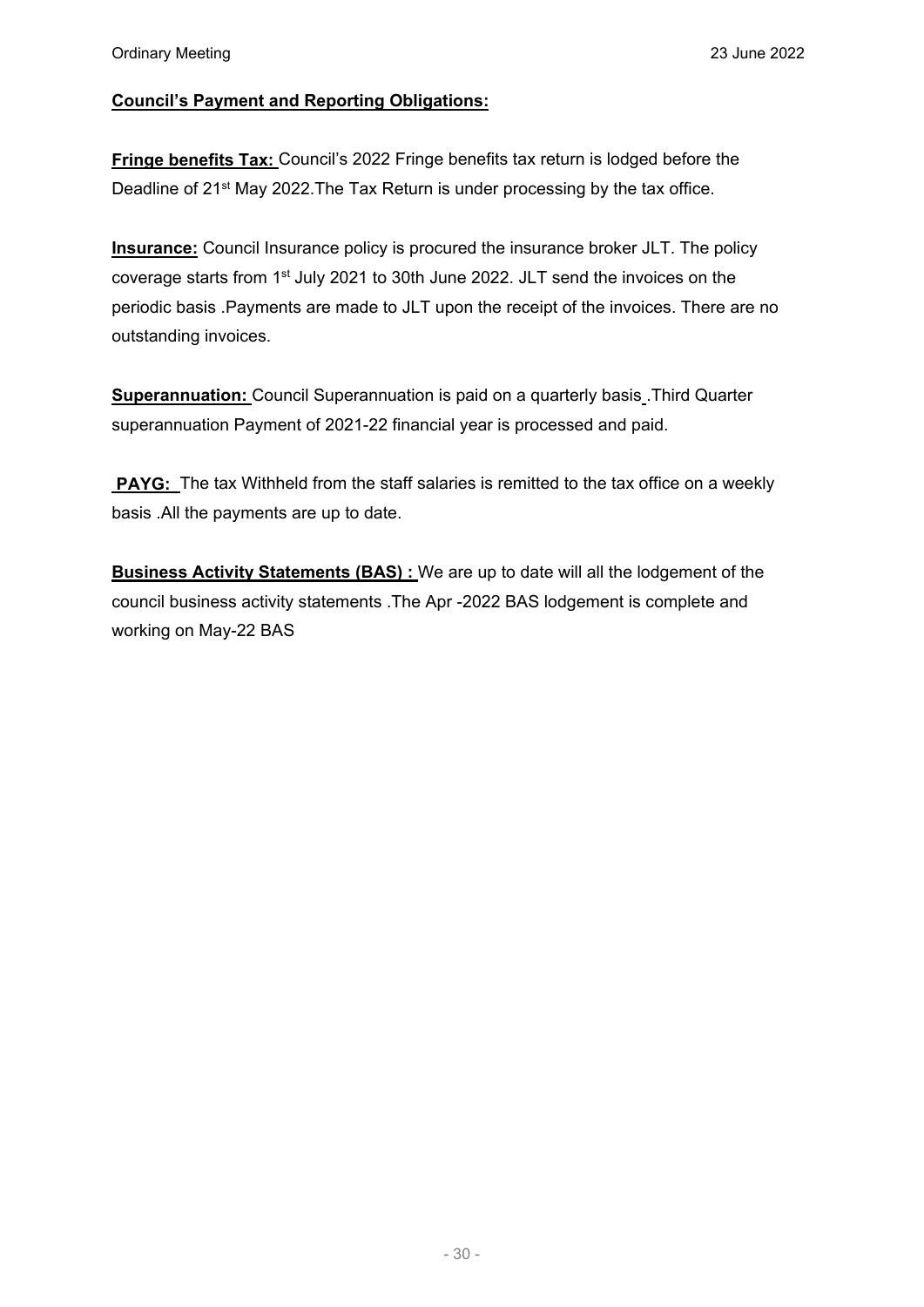**Council's Payment and Reporting Obligations:**

**Fringe benefits Tax:** Council's 2022 Fringe benefits tax return is lodged before the Deadline of 21st May 2022.The Tax Return is under processing by the tax office.

**Insurance:** Council Insurance policy is procured the insurance broker JLT. The policy coverage starts from 1st July 2021 to 30th June 2022. JLT send the invoices on the periodic basis .Payments are made to JLT upon the receipt of the invoices. There are no outstanding invoices.

**Superannuation:** Council Superannuation is paid on a quarterly basis .Third Quarter superannuation Payment of 2021-22 financial year is processed and paid.

**PAYG:** The tax Withheld from the staff salaries is remitted to the tax office on a weekly basis .All the payments are up to date.

**Business Activity Statements (BAS) :** We are up to date will all the lodgement of the council business activity statements .The Apr -2022 BAS lodgement is complete and working on May-22 BAS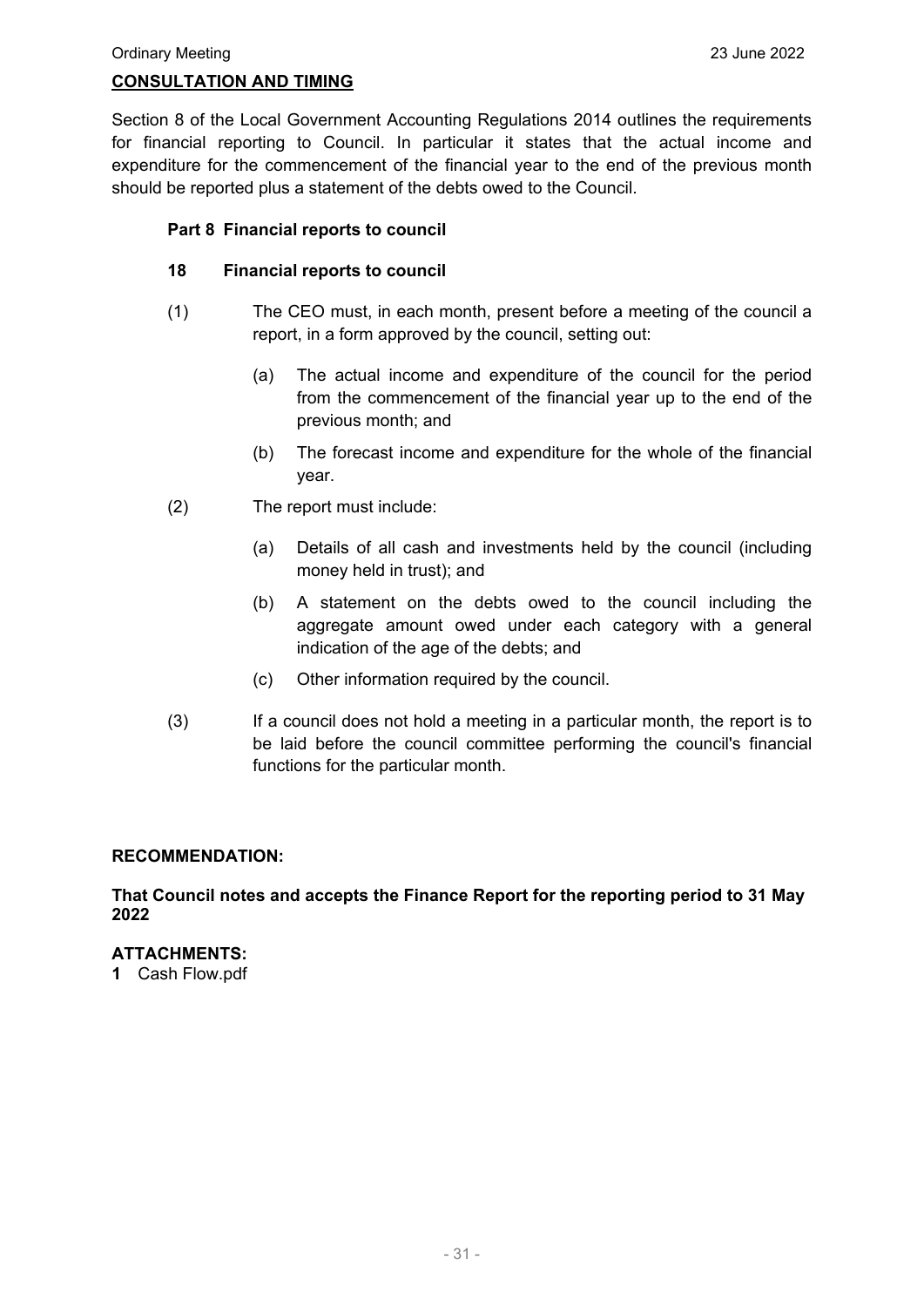## CONSULTATION AND TIMING

Section 8 of the Local Government Accounting Regulations 2014 outlines the requirements for financial reporting to Council. In particular it states that the actual income and expenditure for the commencement of the financial year to the end of the previous month should be reported plus a statement of the debts owed to the Council.

### Part 8 Financial reports to council

### 18 Financial reports to council

(1) The CEO must, in each month, present before a meeting of the council a report, in a form approved by the council, setting out:

(a) The actual income and expenditure of the council for the period from the commencement of the financial year up to the end of the previous month; and

(b) The forecast income and expenditure for the whole of the financial year.

(2) The report must include:

(a) Details of all cash and investments held by the council (including money held in trust); and

(b) A statement on the debts owed to the council including the aggregate amount owed under each category with a general indication of the age of the debts; and

(c) Other information required by the council.

(3) If a council does not hold a meeting in a particular month, the report is to be laid before the council committee performing the council's financial functions for the particular month.

**RECOMMENDATION:**

**That Council notes and accepts the Finance Report for the reporting period to 31 May 2022**

**ATTACHMENTS:**

**1** Cash Flow.pdf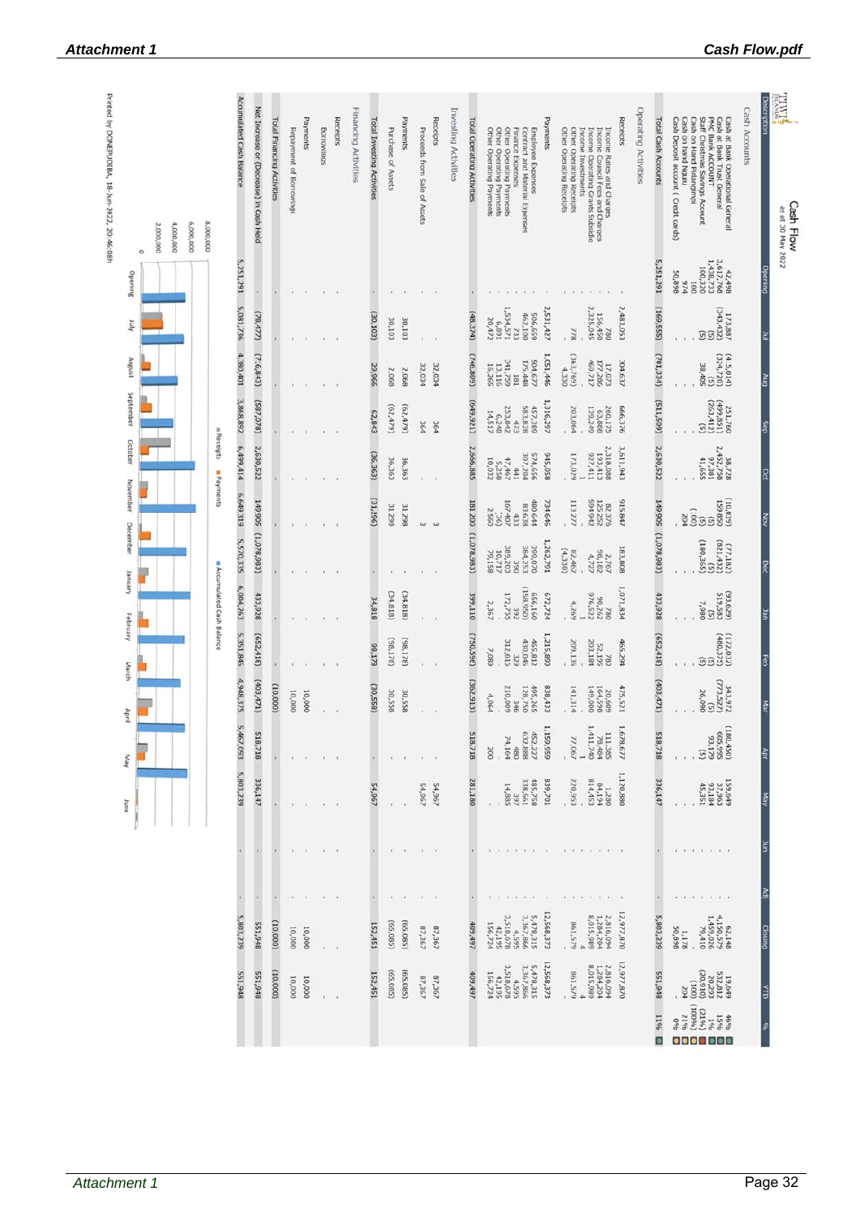# Cash Flow

as at 30 May 2022

| Description | Opening | Jul | Aug | Sep | Oct | Nov | Dec | Jan | Feb | Mar | Apr | May | Jun | Adj | Closing | YTD | % |
|---|---|---|---|---|---|---|---|---|---|---|---|---|---|---|---|---|---|
| **Cash Accounts** | | | | | | | | | | | | | | | | | |
| Cash at Bank Operational General | 42,498 | 173,887 | (45,014) | 251,760 | 38,728 | (10,839) | (77,182) | (93,629) | (172,012) | 343,972 | (180,450) | 159,649 | - | - | 62,148 | 19,649 | 46% |
| Cash at Bank Trust General | 3,617,766 | (343,432) | (314,720) | (499,351) | 2,452,758 | 159,850 | (821,432) | 519,583 | (480,375) | (773,527) | 605,995 | 37,963 | - | - | 4,150,579 | 532,812 | 15% |
| PMC Bank ACCOUNT | 1,438,733 | (5) | (5) | (263,412) | 97,381 | (5) | (5) | (5) | (5) | (5) | 93,179 | 93,184 | - | - | 1,459,026 | 20,293 | 1% |
| Staff Christmas Savings Account | 100,320 | (5) | 38,405 | (5) | 41,655 | (5) | (180,355) | 7,980 | (5) | 26,090 | (5) | 45,351 | - | - | 79,410 | (20,910) | (21%) |
| Cash on Hand Pihanga | 100 | - | - | - | - | (100) | - | - | - | - | - | - | - | - | - | (100) | (100%) |
| Cash on Hand Ngaiu | 974 | - | - | - | - | 204 | - | - | - | - | - | - | - | - | 1,178 | 204 | 21% |
| Cash Deposit account ( Credit cards) | 50,898 | - | - | - | - | - | - | - | - | - | - | - | - | - | 50,898 | - | 0% |
| **Total Cash Accounts** | 5,251,291 | (169,555) | (781,334) | (511,599) | 2,630,522 | 149,905 | (1,078,983) | 433,928 | (652,418) | (403,471) | 518,718 | 336,147 | - | - | 5,803,239 | 551,948 | 11% |
| **Operating Activities** | | | | | | | | | | | | | | | | | |
| Receipts | - | 2,483,053 | 304,637 | 666,376 | 3,411,943 | 915,847 | 183,808 | 1,071,834 | 465,294 | 475,521 | 1,678,677 | 1,120,880 | - | - | 12,977,870 | 12,977,870 | |
| Income Rates and Charges | - | 780 | 17,073 | 260,175 | 2,318,088 | 82,376 | 2,767 | 780 | 783 | 20,609 | 111,385 | 1,280 | - | - | 2,816,094 | 2,816,094 | |
| Income Council Fees and Charges | - | 156,450 | 177,285 | 63,868 | 133,413 | 125,252 | 96,182 | 96,262 | 52,155 | 164,298 | 78,484 | 84,154 | - | - | 1,284,204 | 1,284,204 | |
| Income Operating Grants Subsidie | - | 2,325,045 | 469,717 | 139,249 | 927,411 | 594,942 | 4,727 | 976,522 | 203,188 | 149,000 | 1,411,740 | 814,453 | - | - | 8,015,389 | 8,015,389 | |
| Income Investments | - | - | - | - | 1 | 1 | - | 1 | - | - | - | - | - | - | 4 | 4 | |
| Other Operating Receipts | - | 778 | (363,769) | 203,064 | 173,029 | 113,277 | 82,462 | 4,269 | 209,136 | 141,314 | 77,067 | 220,953 | - | - | 861,579 | 861,579 | |
| Other Operating Receipts | - | - | 4,330 | - | - | - | (4,330) | - | - | - | - | - | - | - | - | - | |
| Payments | - | 2,531,427 | 1,051,446 | 1,316,297 | 945,058 | 734,646 | 1,262,791 | 672,724 | 1,215,893 | 838,433 | 1,159,959 | 839,701 | - | - | 12,568,373 | 12,568,373 | |
| Employee Expenses | - | 506,659 | 904,627 | 457,289 | 574,656 | 480,644 | 399,070 | 656,160 | 465,812 | 495,265 | 452,227 | 485,258 | - | - | 5,478,315 | 5,478,315 | |
| Contract and Material Expenses | - | 467,100 | 175,448 | 583,828 | 307,204 | 83,638 | 384,253 | (158,950) | 430,046 | 128,750 | 632,888 | 338,661 | - | - | 3,367,866 | 3,367,866 | |
| Finance Expenses | - | 733 | 181 | 473 | 441 | 433 | 390 | 392 | 329 | 346 | 480 | 397 | - | - | 4,595 | 4,595 | |
| Other Operating Payments | - | 1,534,571 | 341,759 | 253,842 | 47,467 | 167,407 | 365,203 | 172,755 | 312,615 | 210,009 | 74,164 | 14,885 | - | - | 3,518,678 | 3,518,678 | |
| Other Operating Payments | - | 6,891 | 13,165 | 5,248 | 5,255 | (760) | 10,717 | - | - | - | - | - | - | - | 42,195 | 42,195 | |
| Other Operating Payments | - | 20,472 | 16,265 | 14,517 | 10,032 | 2,560 | 29,158 | 2,367 | 7,083 | 4,064 | 200 | - | - | - | 156,724 | 156,724 | |
| **Total Operating Activities** | - | (48,374) | (746,809) | (649,921) | 2,466,885 | 181,200 | (1,078,983) | 399,110 | (750,596) | (362,913) | 518,718 | 281,180 | - | - | 409,497 | 409,497 | |
| **Investing Activities** | | | | | | | | | | | | | | | | | |
| Receipts | - | - | 32,034 | 364 | - | 3 | - | - | - | - | - | 54,967 | - | - | 87,367 | 87,367 | |
| Proceeds from Sale of Assets | - | - | 32,034 | 364 | - | 3 | - | - | - | - | - | 54,967 | - | - | 87,367 | 87,367 | |
| Payments | - | 30,103 | 2,068 | (62,479) | 36,363 | 31,298 | - | (34,818) | (98,178) | 30,558 | - | - | - | - | (65,085) | (65,085) | |
| Purchase of Assets | - | 30,103 | 2,068 | (62,479) | 36,363 | 31,298 | - | (34,818) | (98,178) | 30,558 | - | - | - | - | (65,085) | (65,085) | |
| **Total Investing Activities** | - | (30,103) | 29,966 | 62,843 | (36,363) | (31,296) | - | 34,818 | 98,173 | (30,558) | - | 54,967 | - | - | 152,451 | 152,451 | |
| **Financing Activities** | | | | | | | | | | | | | | | | | |
| Receipts | - | - | - | - | - | - | - | - | - | - | - | - | - | - | - | - | |
| Borrowings | - | - | - | - | - | - | - | - | - | - | - | - | - | - | - | - | |
| Payments | - | - | - | - | - | - | - | - | - | 10,000 | - | - | - | - | 10,000 | 10,000 | |
| Repayment of Borrowings | - | - | - | - | - | - | - | - | - | 10,000 | - | - | - | - | 10,000 | 10,000 | |
| **Total Financing Activities** | - | - | - | - | - | - | - | - | - | (10,000) | - | - | - | - | (10,000) | (10,000) | |
| **Net Increase or (Decrease) in Cash Held** | - | (78,477) | (716,843) | (587,078) | 2,630,522 | 149,905 | (1,078,983) | 433,928 | (652,418) | (403,471) | 518,718 | 336,147 | - | - | 551,948 | 551,948 | |
| **Accumulated Cash Balance** | 5,251,291 | 5,081,736 | 4,380,401 | 3,868,892 | 6,499,414 | 6,649,319 | 5,570,335 | 6,004,263 | 5,351,845 | 4,948,375 | 5,467,093 | 5,803,239 | - | - | 5,803,239 | 5,803,239 | |

8,000,000
6,000,000
4,000,000
2,000,000
0

Opening July August September October November December January February March April May June

■ Receipts ■ Payments ■ Accumulated Cash Balance

Printed by DONEPUDIBA, 18-Jun-2022, 20:46:08h